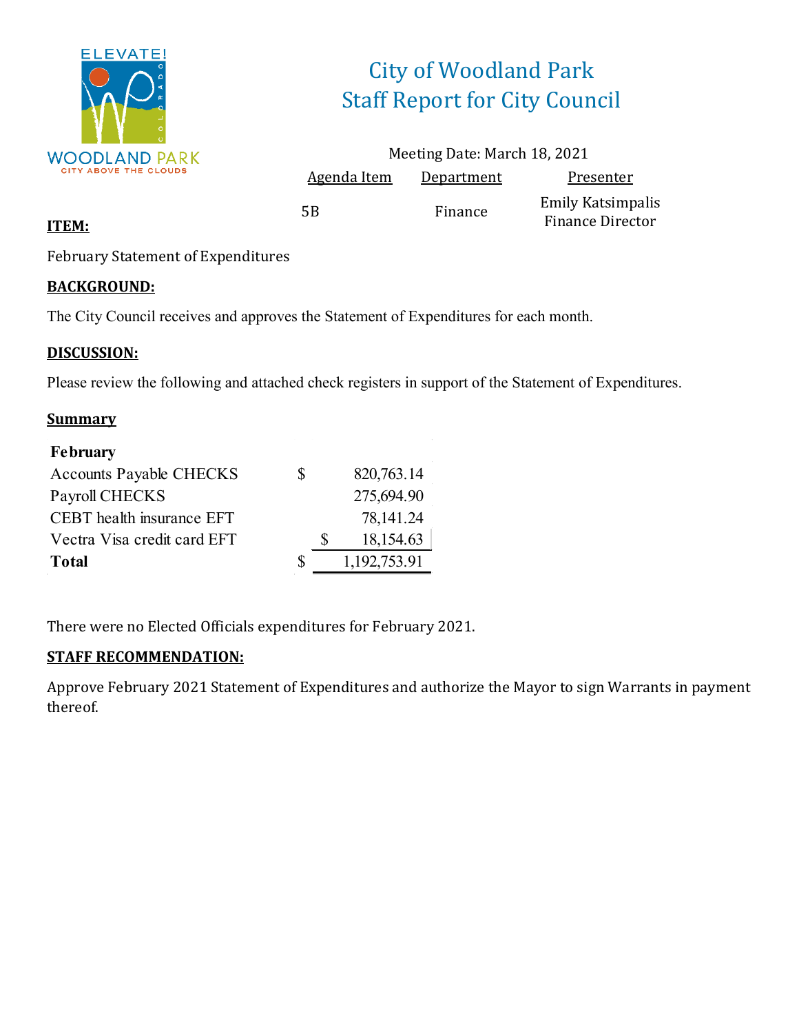# City of Woodland Park
## Staff Report for City Council

Meeting Date: March 18, 2021

| Agenda Item | Department | Presenter |
|---|---|---|
| 5B | Finance | Emily Katsimpalis Finance Director |

**ITEM:**

February Statement of Expenditures

**BACKGROUND:**

The City Council receives and approves the Statement of Expenditures for each month.

**DISCUSSION:**

Please review the following and attached check registers in support of the Statement of Expenditures.

**Summary**

| **February** | | |
|---|---|---|
| Accounts Payable CHECKS | $ | 820,763.14 |
| Payroll CHECKS | | 275,694.90 |
| CEBT health insurance EFT | | 78,141.24 |
| Vectra Visa credit card EFT | | $ 18,154.63 |
| **Total** | $ | 1,192,753.91 |

There were no Elected Officials expenditures for February 2021.

**STAFF RECOMMENDATION:**

Approve February 2021 Statement of Expenditures and authorize the Mayor to sign Warrants in payment thereof.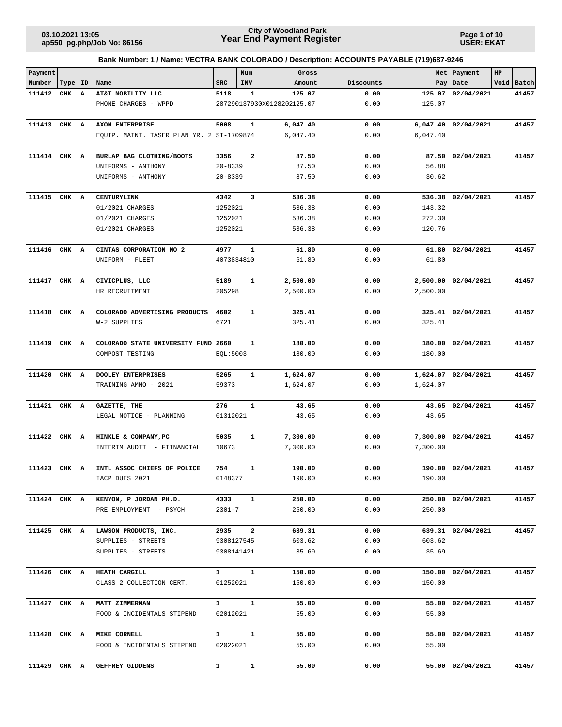**City of Woodland Park**
**Year End Payment Register**

03.10.2021 13:05
ap550_pg.php/Job No: 86156

USER: EKAT

### Bank Number: 1 / Name: VECTRA BANK COLORADO / Description: ACCOUNTS PAYABLE (719)687-9246

| Payment Number | Type | ID | Name | SRC | Num INV | Gross Amount | Discounts | Net Pay | Payment Date | HP Void | Batch |
|---|---|---|---|---|---|---|---|---|---|---|---|
| **111412** | **CHK** | **A** | **AT&T MOBILITY LLC** | **5118** | **1** | **125.07** | **0.00** | **125.07** | **02/04/2021** | | **41457** |
| | | | PHONE CHARGES - WPPD | 287290137930X01282021 | | 125.07 | 0.00 | 125.07 | | | |
| **111413** | **CHK** | **A** | **AXON ENTERPRISE** | **5008** | **1** | **6,047.40** | **0.00** | **6,047.40** | **02/04/2021** | | **41457** |
| | | | EQUIP. MAINT. TASER PLAN YR. 2 | SI-1709874 | | 6,047.40 | 0.00 | 6,047.40 | | | |
| **111414** | **CHK** | **A** | **BURLAP BAG CLOTHING/BOOTS** | **1356** | **2** | **87.50** | **0.00** | **87.50** | **02/04/2021** | | **41457** |
| | | | UNIFORMS - ANTHONY | 20-8339 | | 87.50 | 0.00 | 56.88 | | | |
| | | | UNIFORMS - ANTHONY | 20-8339 | | 87.50 | 0.00 | 30.62 | | | |
| **111415** | **CHK** | **A** | **CENTURYLINK** | **4342** | **3** | **536.38** | **0.00** | **536.38** | **02/04/2021** | | **41457** |
| | | | 01/2021 CHARGES | 1252021 | | 536.38 | 0.00 | 143.32 | | | |
| | | | 01/2021 CHARGES | 1252021 | | 536.38 | 0.00 | 272.30 | | | |
| | | | 01/2021 CHARGES | 1252021 | | 536.38 | 0.00 | 120.76 | | | |
| **111416** | **CHK** | **A** | **CINTAS CORPORATION NO 2** | **4977** | **1** | **61.80** | **0.00** | **61.80** | **02/04/2021** | | **41457** |
| | | | UNIFORM - FLEET | 4073834810 | | 61.80 | 0.00 | 61.80 | | | |
| **111417** | **CHK** | **A** | **CIVICPLUS, LLC** | **5189** | **1** | **2,500.00** | **0.00** | **2,500.00** | **02/04/2021** | | **41457** |
| | | | HR RECRUITMENT | 205298 | | 2,500.00 | 0.00 | 2,500.00 | | | |
| **111418** | **CHK** | **A** | **COLORADO ADVERTISING PRODUCTS** | **4602** | **1** | **325.41** | **0.00** | **325.41** | **02/04/2021** | | **41457** |
| | | | W-2 SUPPLIES | 6721 | | 325.41 | 0.00 | 325.41 | | | |
| **111419** | **CHK** | **A** | **COLORADO STATE UNIVERSITY FUND** | **2660** | **1** | **180.00** | **0.00** | **180.00** | **02/04/2021** | | **41457** |
| | | | COMPOST TESTING | EQL:5003 | | 180.00 | 0.00 | 180.00 | | | |
| **111420** | **CHK** | **A** | **DOOLEY ENTERPRISES** | **5265** | **1** | **1,624.07** | **0.00** | **1,624.07** | **02/04/2021** | | **41457** |
| | | | TRAINING AMMO - 2021 | 59373 | | 1,624.07 | 0.00 | 1,624.07 | | | |
| **111421** | **CHK** | **A** | **GAZETTE, THE** | **276** | **1** | **43.65** | **0.00** | **43.65** | **02/04/2021** | | **41457** |
| | | | LEGAL NOTICE - PLANNING | 01312021 | | 43.65 | 0.00 | 43.65 | | | |
| **111422** | **CHK** | **A** | **HINKLE & COMPANY,PC** | **5035** | **1** | **7,300.00** | **0.00** | **7,300.00** | **02/04/2021** | | **41457** |
| | | | INTERIM AUDIT - FIINANCIAL | 10673 | | 7,300.00 | 0.00 | 7,300.00 | | | |
| **111423** | **CHK** | **A** | **INTL ASSOC CHIEFS OF POLICE** | **754** | **1** | **190.00** | **0.00** | **190.00** | **02/04/2021** | | **41457** |
| | | | IACP DUES 2021 | 0148377 | | 190.00 | 0.00 | 190.00 | | | |
| **111424** | **CHK** | **A** | **KENYON, P JORDAN PH.D.** | **4333** | **1** | **250.00** | **0.00** | **250.00** | **02/04/2021** | | **41457** |
| | | | PRE EMPLOYMENT - PSYCH | 2301-7 | | 250.00 | 0.00 | 250.00 | | | |
| **111425** | **CHK** | **A** | **LAWSON PRODUCTS, INC.** | **2935** | **2** | **639.31** | **0.00** | **639.31** | **02/04/2021** | | **41457** |
| | | | SUPPLIES - STREETS | 9308127545 | | 603.62 | 0.00 | 603.62 | | | |
| | | | SUPPLIES - STREETS | 9308141421 | | 35.69 | 0.00 | 35.69 | | | |
| **111426** | **CHK** | **A** | **HEATH CARGILL** | **1** | **1** | **150.00** | **0.00** | **150.00** | **02/04/2021** | | **41457** |
| | | | CLASS 2 COLLECTION CERT. | 01252021 | | 150.00 | 0.00 | 150.00 | | | |
| **111427** | **CHK** | **A** | **MATT ZIMMERMAN** | **1** | **1** | **55.00** | **0.00** | **55.00** | **02/04/2021** | | **41457** |
| | | | FOOD & INCIDENTALS STIPEND | 02012021 | | 55.00 | 0.00 | 55.00 | | | |
| **111428** | **CHK** | **A** | **MIKE CORNELL** | **1** | **1** | **55.00** | **0.00** | **55.00** | **02/04/2021** | | **41457** |
| | | | FOOD & INCIDENTALS STIPEND | 02022021 | | 55.00 | 0.00 | 55.00 | | | |
| **111429** | **CHK** | **A** | **GEFFREY GIDDENS** | **1** | **1** | **55.00** | **0.00** | **55.00** | **02/04/2021** | | **41457** |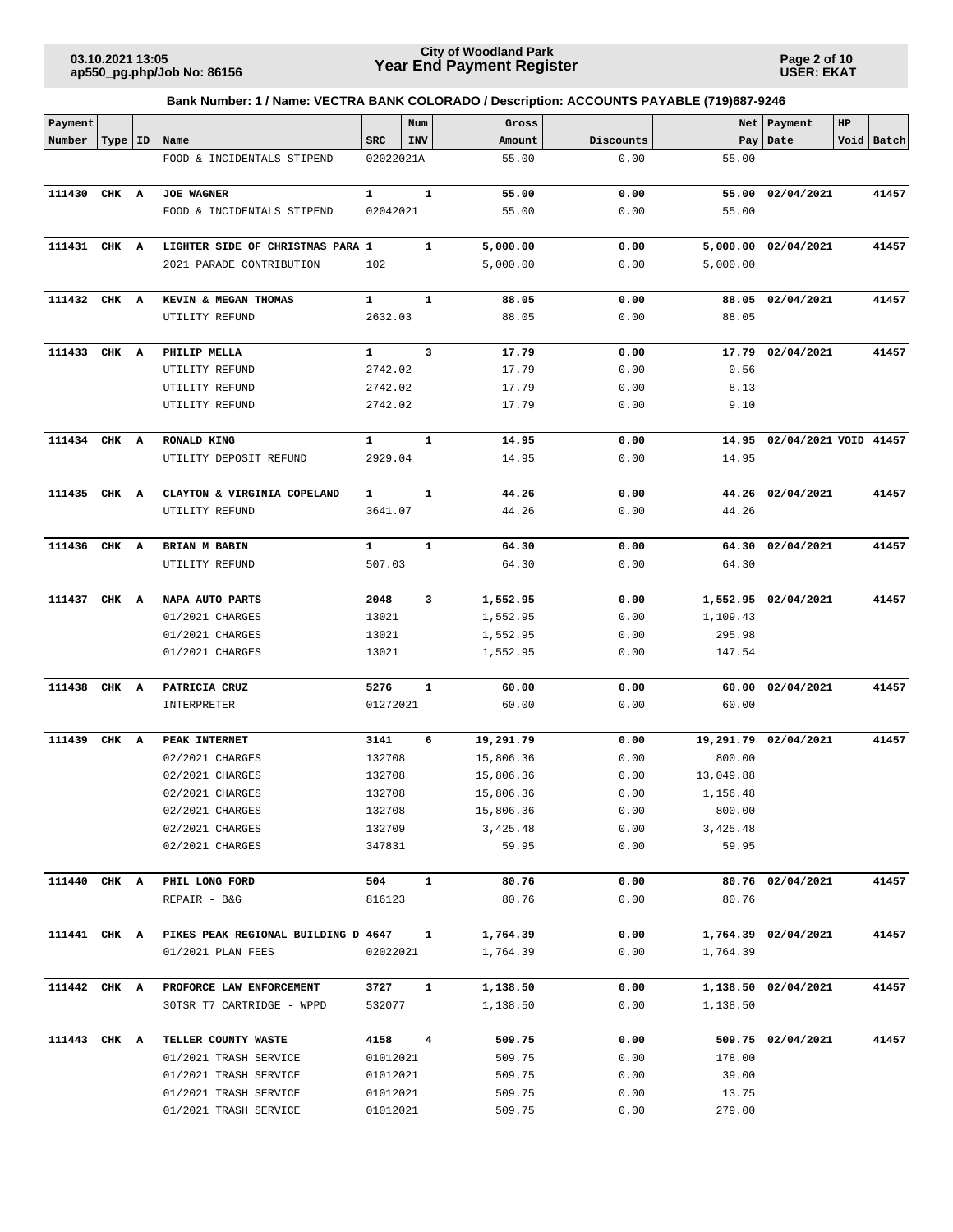**City of Woodland Park**
**Year End Payment Register**

03.10.2021 13:05
ap550_pg.php/Job No: 86156

USER: EKAT

**Bank Number: 1 / Name: VECTRA BANK COLORADO / Description: ACCOUNTS PAYABLE (719)687-9246**

| Payment Number | Type | ID | Name | SRC | Num INV | Gross Amount | Discounts | Net Pay | Payment Date | HP Void | Batch |
|---|---|---|---|---|---|---|---|---|---|---|---|
| | | | FOOD & INCIDENTALS STIPEND | 02022021A | | 55.00 | 0.00 | 55.00 | | | |
| **111430** | **CHK** | **A** | **JOE WAGNER** | **1** | **1** | **55.00** | **0.00** | **55.00** | **02/04/2021** | | **41457** |
| | | | FOOD & INCIDENTALS STIPEND | 02042021 | | 55.00 | 0.00 | 55.00 | | | |
| **111431** | **CHK** | **A** | **LIGHTER SIDE OF CHRISTMAS PARA** | **1** | **1** | **5,000.00** | **0.00** | **5,000.00** | **02/04/2021** | | **41457** |
| | | | 2021 PARADE CONTRIBUTION | 102 | | 5,000.00 | 0.00 | 5,000.00 | | | |
| **111432** | **CHK** | **A** | **KEVIN & MEGAN THOMAS** | **1** | **1** | **88.05** | **0.00** | **88.05** | **02/04/2021** | | **41457** |
| | | | UTILITY REFUND | 2632.03 | | 88.05 | 0.00 | 88.05 | | | |
| **111433** | **CHK** | **A** | **PHILIP MELLA** | **1** | **3** | **17.79** | **0.00** | **17.79** | **02/04/2021** | | **41457** |
| | | | UTILITY REFUND | 2742.02 | | 17.79 | 0.00 | 0.56 | | | |
| | | | UTILITY REFUND | 2742.02 | | 17.79 | 0.00 | 8.13 | | | |
| | | | UTILITY REFUND | 2742.02 | | 17.79 | 0.00 | 9.10 | | | |
| **111434** | **CHK** | **A** | **RONALD KING** | **1** | **1** | **14.95** | **0.00** | **14.95** | **02/04/2021** | **VOID** | **41457** |
| | | | UTILITY DEPOSIT REFUND | 2929.04 | | 14.95 | 0.00 | 14.95 | | | |
| **111435** | **CHK** | **A** | **CLAYTON & VIRGINIA COPELAND** | **1** | **1** | **44.26** | **0.00** | **44.26** | **02/04/2021** | | **41457** |
| | | | UTILITY REFUND | 3641.07 | | 44.26 | 0.00 | 44.26 | | | |
| **111436** | **CHK** | **A** | **BRIAN M BABIN** | **1** | **1** | **64.30** | **0.00** | **64.30** | **02/04/2021** | | **41457** |
| | | | UTILITY REFUND | 507.03 | | 64.30 | 0.00 | 64.30 | | | |
| **111437** | **CHK** | **A** | **NAPA AUTO PARTS** | **2048** | **3** | **1,552.95** | **0.00** | **1,552.95** | **02/04/2021** | | **41457** |
| | | | 01/2021 CHARGES | 13021 | | 1,552.95 | 0.00 | 1,109.43 | | | |
| | | | 01/2021 CHARGES | 13021 | | 1,552.95 | 0.00 | 295.98 | | | |
| | | | 01/2021 CHARGES | 13021 | | 1,552.95 | 0.00 | 147.54 | | | |
| **111438** | **CHK** | **A** | **PATRICIA CRUZ** | **5276** | **1** | **60.00** | **0.00** | **60.00** | **02/04/2021** | | **41457** |
| | | | INTERPRETER | 01272021 | | 60.00 | 0.00 | 60.00 | | | |
| **111439** | **CHK** | **A** | **PEAK INTERNET** | **3141** | **6** | **19,291.79** | **0.00** | **19,291.79** | **02/04/2021** | | **41457** |
| | | | 02/2021 CHARGES | 132708 | | 15,806.36 | 0.00 | 800.00 | | | |
| | | | 02/2021 CHARGES | 132708 | | 15,806.36 | 0.00 | 13,049.88 | | | |
| | | | 02/2021 CHARGES | 132708 | | 15,806.36 | 0.00 | 1,156.48 | | | |
| | | | 02/2021 CHARGES | 132708 | | 15,806.36 | 0.00 | 800.00 | | | |
| | | | 02/2021 CHARGES | 132709 | | 3,425.48 | 0.00 | 3,425.48 | | | |
| | | | 02/2021 CHARGES | 347831 | | 59.95 | 0.00 | 59.95 | | | |
| **111440** | **CHK** | **A** | **PHIL LONG FORD** | **504** | **1** | **80.76** | **0.00** | **80.76** | **02/04/2021** | | **41457** |
| | | | REPAIR - B&G | 816123 | | 80.76 | 0.00 | 80.76 | | | |
| **111441** | **CHK** | **A** | **PIKES PEAK REGIONAL BUILDING D** | **4647** | **1** | **1,764.39** | **0.00** | **1,764.39** | **02/04/2021** | | **41457** |
| | | | 01/2021 PLAN FEES | 02022021 | | 1,764.39 | 0.00 | 1,764.39 | | | |
| **111442** | **CHK** | **A** | **PROFORCE LAW ENFORCEMENT** | **3727** | **1** | **1,138.50** | **0.00** | **1,138.50** | **02/04/2021** | | **41457** |
| | | | 30TSR T7 CARTRIDGE - WPPD | 532077 | | 1,138.50 | 0.00 | 1,138.50 | | | |
| **111443** | **CHK** | **A** | **TELLER COUNTY WASTE** | **4158** | **4** | **509.75** | **0.00** | **509.75** | **02/04/2021** | | **41457** |
| | | | 01/2021 TRASH SERVICE | 01012021 | | 509.75 | 0.00 | 178.00 | | | |
| | | | 01/2021 TRASH SERVICE | 01012021 | | 509.75 | 0.00 | 39.00 | | | |
| | | | 01/2021 TRASH SERVICE | 01012021 | | 509.75 | 0.00 | 13.75 | | | |
| | | | 01/2021 TRASH SERVICE | 01012021 | | 509.75 | 0.00 | 279.00 | | | |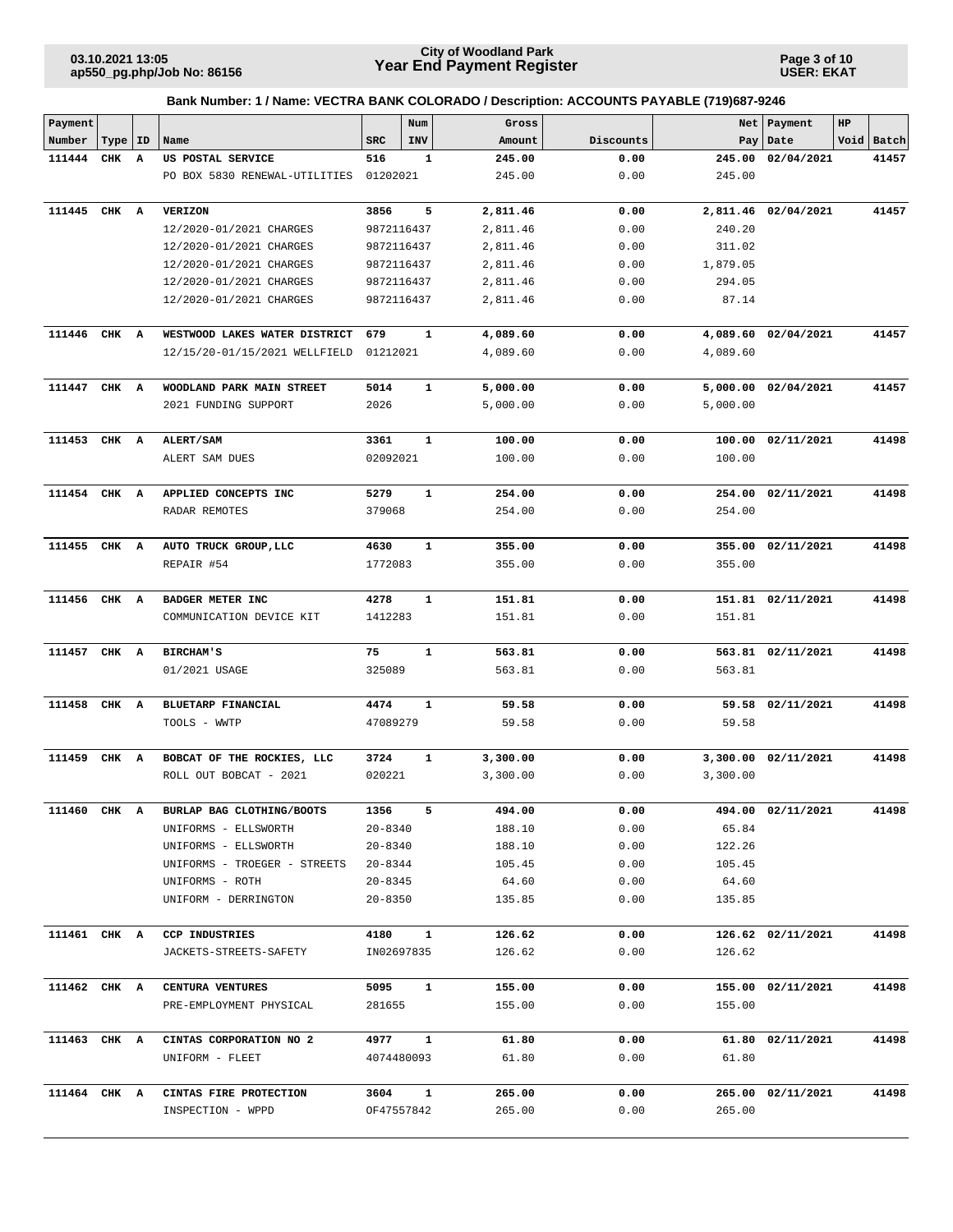**City of Woodland Park**
**Year End Payment Register**

**Bank Number: 1 / Name: VECTRA BANK COLORADO / Description: ACCOUNTS PAYABLE (719)687-9246**

| Payment Number | Type | ID | Name | SRC | Num INV | Gross Amount | Discounts | Net Pay | Payment Date | HP Void | Batch |
|---|---|---|---|---|---|---|---|---|---|---|---|
| **111444** | **CHK** | **A** | **US POSTAL SERVICE** | **516** | **1** | **245.00** | **0.00** | **245.00** | **02/04/2021** | | **41457** |
| | | | PO BOX 5830 RENEWAL-UTILITIES | 01202021 | | 245.00 | 0.00 | 245.00 | | | |
| **111445** | **CHK** | **A** | **VERIZON** | **3856** | **5** | **2,811.46** | **0.00** | **2,811.46** | **02/04/2021** | | **41457** |
| | | | 12/2020-01/2021 CHARGES | 9872116437 | | 2,811.46 | 0.00 | 240.20 | | | |
| | | | 12/2020-01/2021 CHARGES | 9872116437 | | 2,811.46 | 0.00 | 311.02 | | | |
| | | | 12/2020-01/2021 CHARGES | 9872116437 | | 2,811.46 | 0.00 | 1,879.05 | | | |
| | | | 12/2020-01/2021 CHARGES | 9872116437 | | 2,811.46 | 0.00 | 294.05 | | | |
| | | | 12/2020-01/2021 CHARGES | 9872116437 | | 2,811.46 | 0.00 | 87.14 | | | |
| **111446** | **CHK** | **A** | **WESTWOOD LAKES WATER DISTRICT** | **679** | **1** | **4,089.60** | **0.00** | **4,089.60** | **02/04/2021** | | **41457** |
| | | | 12/15/20-01/15/2021 WELLFIELD | 01212021 | | 4,089.60 | 0.00 | 4,089.60 | | | |
| **111447** | **CHK** | **A** | **WOODLAND PARK MAIN STREET** | **5014** | **1** | **5,000.00** | **0.00** | **5,000.00** | **02/04/2021** | | **41457** |
| | | | 2021 FUNDING SUPPORT | 2026 | | 5,000.00 | 0.00 | 5,000.00 | | | |
| **111453** | **CHK** | **A** | **ALERT/SAM** | **3361** | **1** | **100.00** | **0.00** | **100.00** | **02/11/2021** | | **41498** |
| | | | ALERT SAM DUES | 02092021 | | 100.00 | 0.00 | 100.00 | | | |
| **111454** | **CHK** | **A** | **APPLIED CONCEPTS INC** | **5279** | **1** | **254.00** | **0.00** | **254.00** | **02/11/2021** | | **41498** |
| | | | RADAR REMOTES | 379068 | | 254.00 | 0.00 | 254.00 | | | |
| **111455** | **CHK** | **A** | **AUTO TRUCK GROUP,LLC** | **4630** | **1** | **355.00** | **0.00** | **355.00** | **02/11/2021** | | **41498** |
| | | | REPAIR #54 | 1772083 | | 355.00 | 0.00 | 355.00 | | | |
| **111456** | **CHK** | **A** | **BADGER METER INC** | **4278** | **1** | **151.81** | **0.00** | **151.81** | **02/11/2021** | | **41498** |
| | | | COMMUNICATION DEVICE KIT | 1412283 | | 151.81 | 0.00 | 151.81 | | | |
| **111457** | **CHK** | **A** | **BIRCHAM'S** | **75** | **1** | **563.81** | **0.00** | **563.81** | **02/11/2021** | | **41498** |
| | | | 01/2021 USAGE | 325089 | | 563.81 | 0.00 | 563.81 | | | |
| **111458** | **CHK** | **A** | **BLUETARP FINANCIAL** | **4474** | **1** | **59.58** | **0.00** | **59.58** | **02/11/2021** | | **41498** |
| | | | TOOLS - WWTP | 47089279 | | 59.58 | 0.00 | 59.58 | | | |
| **111459** | **CHK** | **A** | **BOBCAT OF THE ROCKIES, LLC** | **3724** | **1** | **3,300.00** | **0.00** | **3,300.00** | **02/11/2021** | | **41498** |
| | | | ROLL OUT BOBCAT - 2021 | 020221 | | 3,300.00 | 0.00 | 3,300.00 | | | |
| **111460** | **CHK** | **A** | **BURLAP BAG CLOTHING/BOOTS** | **1356** | **5** | **494.00** | **0.00** | **494.00** | **02/11/2021** | | **41498** |
| | | | UNIFORMS - ELLSWORTH | 20-8340 | | 188.10 | 0.00 | 65.84 | | | |
| | | | UNIFORMS - ELLSWORTH | 20-8340 | | 188.10 | 0.00 | 122.26 | | | |
| | | | UNIFORMS - TROEGER - STREETS | 20-8344 | | 105.45 | 0.00 | 105.45 | | | |
| | | | UNIFORMS - ROTH | 20-8345 | | 64.60 | 0.00 | 64.60 | | | |
| | | | UNIFORM - DERRINGTON | 20-8350 | | 135.85 | 0.00 | 135.85 | | | |
| **111461** | **CHK** | **A** | **CCP INDUSTRIES** | **4180** | **1** | **126.62** | **0.00** | **126.62** | **02/11/2021** | | **41498** |
| | | | JACKETS-STREETS-SAFETY | IN02697835 | | 126.62 | 0.00 | 126.62 | | | |
| **111462** | **CHK** | **A** | **CENTURA VENTURES** | **5095** | **1** | **155.00** | **0.00** | **155.00** | **02/11/2021** | | **41498** |
| | | | PRE-EMPLOYMENT PHYSICAL | 281655 | | 155.00 | 0.00 | 155.00 | | | |
| **111463** | **CHK** | **A** | **CINTAS CORPORATION NO 2** | **4977** | **1** | **61.80** | **0.00** | **61.80** | **02/11/2021** | | **41498** |
| | | | UNIFORM - FLEET | 4074480093 | | 61.80 | 0.00 | 61.80 | | | |
| **111464** | **CHK** | **A** | **CINTAS FIRE PROTECTION** | **3604** | **1** | **265.00** | **0.00** | **265.00** | **02/11/2021** | | **41498** |
| | | | INSPECTION - WPPD | OF47557842 | | 265.00 | 0.00 | 265.00 | | | |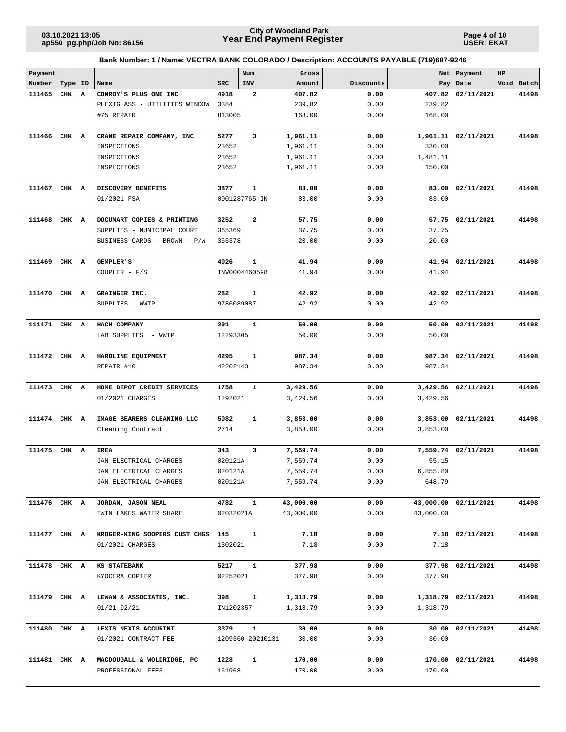# City of Woodland Park
## Year End Payment Register

03.10.2021 13:05
ap550_pg.php/Job No: 86156

USER: EKAT

**Bank Number: 1 / Name: VECTRA BANK COLORADO / Description: ACCOUNTS PAYABLE (719)687-9246**

| Payment Number | Type | ID | Name | SRC | Num INV | Gross Amount | Discounts | Net Pay | Payment Date | HP Void | Batch |
|---|---|---|---|---|---|---|---|---|---|---|---|
| **111465** | **CHK** | **A** | **CONROY'S PLUS ONE INC** | **4918** | **2** | **407.82** | **0.00** | **407.82** | **02/11/2021** | | **41498** |
| | | | PLEXIGLASS - UTILITIES WINDOW | 3384 | | 239.82 | 0.00 | 239.82 | | | |
| | | | #75 REPAIR | 813005 | | 168.00 | 0.00 | 168.00 | | | |
| **111466** | **CHK** | **A** | **CRANE REPAIR COMPANY, INC** | **5277** | **3** | **1,961.11** | **0.00** | **1,961.11** | **02/11/2021** | | **41498** |
| | | | INSPECTIONS | 23652 | | 1,961.11 | 0.00 | 330.00 | | | |
| | | | INSPECTIONS | 23652 | | 1,961.11 | 0.00 | 1,481.11 | | | |
| | | | INSPECTIONS | 23652 | | 1,961.11 | 0.00 | 150.00 | | | |
| **111467** | **CHK** | **A** | **DISCOVERY BENEFITS** | **3877** | **1** | **83.00** | **0.00** | **83.00** | **02/11/2021** | | **41498** |
| | | | 01/2021 FSA | 0001287765-IN | | 83.00 | 0.00 | 83.00 | | | |
| **111468** | **CHK** | **A** | **DOCUMART COPIES & PRINTING** | **3252** | **2** | **57.75** | **0.00** | **57.75** | **02/11/2021** | | **41498** |
| | | | SUPPLIES - MUNICIPAL COURT | 365369 | | 37.75 | 0.00 | 37.75 | | | |
| | | | BUSINESS CARDS - BROWN - P/W | 365378 | | 20.00 | 0.00 | 20.00 | | | |
| **111469** | **CHK** | **A** | **GEMPLER'S** | **4026** | **1** | **41.94** | **0.00** | **41.94** | **02/11/2021** | | **41498** |
| | | | COUPLER - F/S | INV0004460598 | | 41.94 | 0.00 | 41.94 | | | |
| **111470** | **CHK** | **A** | **GRAINGER INC.** | **282** | **1** | **42.92** | **0.00** | **42.92** | **02/11/2021** | | **41498** |
| | | | SUPPLIES - WWTP | 9786089087 | | 42.92 | 0.00 | 42.92 | | | |
| **111471** | **CHK** | **A** | **HACH COMPANY** | **291** | **1** | **50.00** | **0.00** | **50.00** | **02/11/2021** | | **41498** |
| | | | LAB SUPPLIES - WWTP | 12293305 | | 50.00 | 0.00 | 50.00 | | | |
| **111472** | **CHK** | **A** | **HARDLINE EQUIPMENT** | **4295** | **1** | **987.34** | **0.00** | **987.34** | **02/11/2021** | | **41498** |
| | | | REPAIR #10 | 42202143 | | 987.34 | 0.00 | 987.34 | | | |
| **111473** | **CHK** | **A** | **HOME DEPOT CREDIT SERVICES** | **1758** | **1** | **3,429.56** | **0.00** | **3,429.56** | **02/11/2021** | | **41498** |
| | | | 01/2021 CHARGES | 1292021 | | 3,429.56 | 0.00 | 3,429.56 | | | |
| **111474** | **CHK** | **A** | **IMAGE BEARERS CLEANING LLC** | **5082** | **1** | **3,853.00** | **0.00** | **3,853.00** | **02/11/2021** | | **41498** |
| | | | Cleaning Contract | 2714 | | 3,853.00 | 0.00 | 3,853.00 | | | |
| **111475** | **CHK** | **A** | **IREA** | **343** | **3** | **7,559.74** | **0.00** | **7,559.74** | **02/11/2021** | | **41498** |
| | | | JAN ELECTRICAL CHARGES | 020121A | | 7,559.74 | 0.00 | 55.15 | | | |
| | | | JAN ELECTRICAL CHARGES | 020121A | | 7,559.74 | 0.00 | 6,855.80 | | | |
| | | | JAN ELECTRICAL CHARGES | 020121A | | 7,559.74 | 0.00 | 648.79 | | | |
| **111476** | **CHK** | **A** | **JORDAN, JASON NEAL** | **4782** | **1** | **43,000.00** | **0.00** | **43,000.00** | **02/11/2021** | | **41498** |
| | | | TWIN LAKES WATER SHARE | 02032021A | | 43,000.00 | 0.00 | 43,000.00 | | | |
| **111477** | **CHK** | **A** | **KROGER-KING SOOPERS CUST CHGS** | **145** | **1** | **7.18** | **0.00** | **7.18** | **02/11/2021** | | **41498** |
| | | | 01/2021 CHARGES | 1302021 | | 7.18 | 0.00 | 7.18 | | | |
| **111478** | **CHK** | **A** | **KS STATEBANK** | **5217** | **1** | **377.98** | **0.00** | **377.98** | **02/11/2021** | | **41498** |
| | | | KYOCERA COPIER | 02252021 | | 377.98 | 0.00 | 377.98 | | | |
| **111479** | **CHK** | **A** | **LEWAN & ASSOCIATES, INC.** | **398** | **1** | **1,318.79** | **0.00** | **1,318.79** | **02/11/2021** | | **41498** |
| | | | 01/21-02/21 | IN1202357 | | 1,318.79 | 0.00 | 1,318.79 | | | |
| **111480** | **CHK** | **A** | **LEXIS NEXIS ACCURINT** | **3379** | **1** | **30.00** | **0.00** | **30.00** | **02/11/2021** | | **41498** |
| | | | 01/2021 CONTRACT FEE | 1209360-20210131 | | 30.00 | 0.00 | 30.00 | | | |
| **111481** | **CHK** | **A** | **MACDOUGALL & WOLDRIDGE, PC** | **1228** | **1** | **170.00** | **0.00** | **170.00** | **02/11/2021** | | **41498** |
| | | | PROFESSIONAL FEES | 161968 | | 170.00 | 0.00 | 170.00 | | | |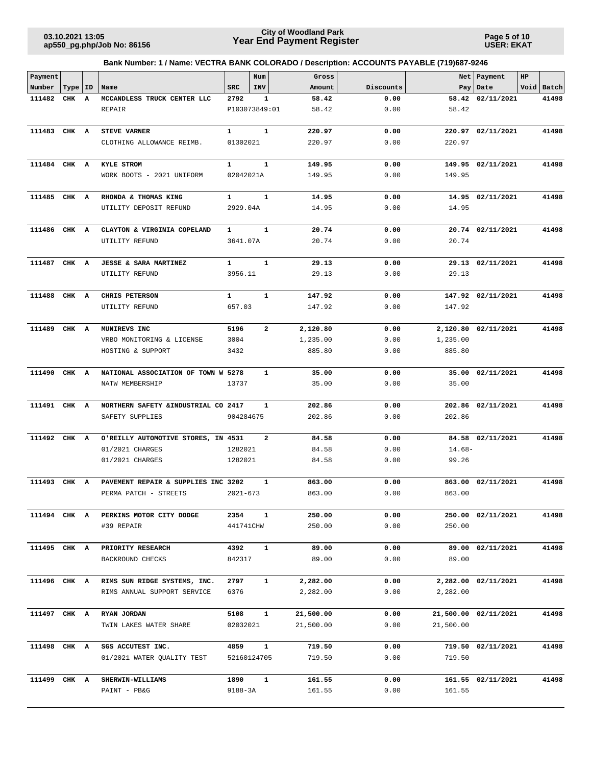# City of Woodland Park
## Year End Payment Register

03.10.2021 13:05
ap550_pg.php/Job No: 86156

USER: EKAT

**Bank Number: 1 / Name: VECTRA BANK COLORADO / Description: ACCOUNTS PAYABLE (719)687-9246**

| Payment Number | Type | ID | Name | SRC | Num INV | Gross Amount | Discounts | Net Pay | Payment Date | HP Void | Batch |
|---|---|---|---|---|---|---|---|---|---|---|---|
| **111482** | **CHK** | **A** | **MCCANDLESS TRUCK CENTER LLC** | **2792** | **1** | **58.42** | **0.00** | **58.42** | **02/11/2021** | | **41498** |
| | | | REPAIR | P103073849:01 | | 58.42 | 0.00 | 58.42 | | | |
| **111483** | **CHK** | **A** | **STEVE VARNER** | **1** | **1** | **220.97** | **0.00** | **220.97** | **02/11/2021** | | **41498** |
| | | | CLOTHING ALLOWANCE REIMB. | 01302021 | | 220.97 | 0.00 | 220.97 | | | |
| **111484** | **CHK** | **A** | **KYLE STROM** | **1** | **1** | **149.95** | **0.00** | **149.95** | **02/11/2021** | | **41498** |
| | | | WORK BOOTS - 2021 UNIFORM | 02042021A | | 149.95 | 0.00 | 149.95 | | | |
| **111485** | **CHK** | **A** | **RHONDA & THOMAS KING** | **1** | **1** | **14.95** | **0.00** | **14.95** | **02/11/2021** | | **41498** |
| | | | UTILITY DEPOSIT REFUND | 2929.04A | | 14.95 | 0.00 | 14.95 | | | |
| **111486** | **CHK** | **A** | **CLAYTON & VIRGINIA COPELAND** | **1** | **1** | **20.74** | **0.00** | **20.74** | **02/11/2021** | | **41498** |
| | | | UTILITY REFUND | 3641.07A | | 20.74 | 0.00 | 20.74 | | | |
| **111487** | **CHK** | **A** | **JESSE & SARA MARTINEZ** | **1** | **1** | **29.13** | **0.00** | **29.13** | **02/11/2021** | | **41498** |
| | | | UTILITY REFUND | 3956.11 | | 29.13 | 0.00 | 29.13 | | | |
| **111488** | **CHK** | **A** | **CHRIS PETERSON** | **1** | **1** | **147.92** | **0.00** | **147.92** | **02/11/2021** | | **41498** |
| | | | UTILITY REFUND | 657.03 | | 147.92 | 0.00 | 147.92 | | | |
| **111489** | **CHK** | **A** | **MUNIREVS INC** | **5196** | **2** | **2,120.80** | **0.00** | **2,120.80** | **02/11/2021** | | **41498** |
| | | | VRBO MONITORING & LICENSE | 3004 | | 1,235.00 | 0.00 | 1,235.00 | | | |
| | | | HOSTING & SUPPORT | 3432 | | 885.80 | 0.00 | 885.80 | | | |
| **111490** | **CHK** | **A** | **NATIONAL ASSOCIATION OF TOWN W** | **5278** | **1** | **35.00** | **0.00** | **35.00** | **02/11/2021** | | **41498** |
| | | | NATW MEMBERSHIP | 13737 | | 35.00 | 0.00 | 35.00 | | | |
| **111491** | **CHK** | **A** | **NORTHERN SAFETY &INDUSTRIAL CO** | **2417** | **1** | **202.86** | **0.00** | **202.86** | **02/11/2021** | | **41498** |
| | | | SAFETY SUPPLIES | 904284675 | | 202.86 | 0.00 | 202.86 | | | |
| **111492** | **CHK** | **A** | **O'REILLY AUTOMOTIVE STORES, IN** | **4531** | **2** | **84.58** | **0.00** | **84.58** | **02/11/2021** | | **41498** |
| | | | 01/2021 CHARGES | 1282021 | | 84.58 | 0.00 | 14.68- | | | |
| | | | 01/2021 CHARGES | 1282021 | | 84.58 | 0.00 | 99.26 | | | |
| **111493** | **CHK** | **A** | **PAVEMENT REPAIR & SUPPLIES INC** | **3202** | **1** | **863.00** | **0.00** | **863.00** | **02/11/2021** | | **41498** |
| | | | PERMA PATCH - STREETS | 2021-673 | | 863.00 | 0.00 | 863.00 | | | |
| **111494** | **CHK** | **A** | **PERKINS MOTOR CITY DODGE** | **2354** | **1** | **250.00** | **0.00** | **250.00** | **02/11/2021** | | **41498** |
| | | | #39 REPAIR | 441741CHW | | 250.00 | 0.00 | 250.00 | | | |
| **111495** | **CHK** | **A** | **PRIORITY RESEARCH** | **4392** | **1** | **89.00** | **0.00** | **89.00** | **02/11/2021** | | **41498** |
| | | | BACKROUND CHECKS | 842317 | | 89.00 | 0.00 | 89.00 | | | |
| **111496** | **CHK** | **A** | **RIMS SUN RIDGE SYSTEMS, INC.** | **2797** | **1** | **2,282.00** | **0.00** | **2,282.00** | **02/11/2021** | | **41498** |
| | | | RIMS ANNUAL SUPPORT SERVICE | 6376 | | 2,282.00 | 0.00 | 2,282.00 | | | |
| **111497** | **CHK** | **A** | **RYAN JORDAN** | **5108** | **1** | **21,500.00** | **0.00** | **21,500.00** | **02/11/2021** | | **41498** |
| | | | TWIN LAKES WATER SHARE | 02032021 | | 21,500.00 | 0.00 | 21,500.00 | | | |
| **111498** | **CHK** | **A** | **SGS ACCUTEST INC.** | **4859** | **1** | **719.50** | **0.00** | **719.50** | **02/11/2021** | | **41498** |
| | | | 01/2021 WATER QUALITY TEST | 52160124705 | | 719.50 | 0.00 | 719.50 | | | |
| **111499** | **CHK** | **A** | **SHERWIN-WILLIAMS** | **1890** | **1** | **161.55** | **0.00** | **161.55** | **02/11/2021** | | **41498** |
| | | | PAINT - PB&G | 9188-3A | | 161.55 | 0.00 | 161.55 | | | |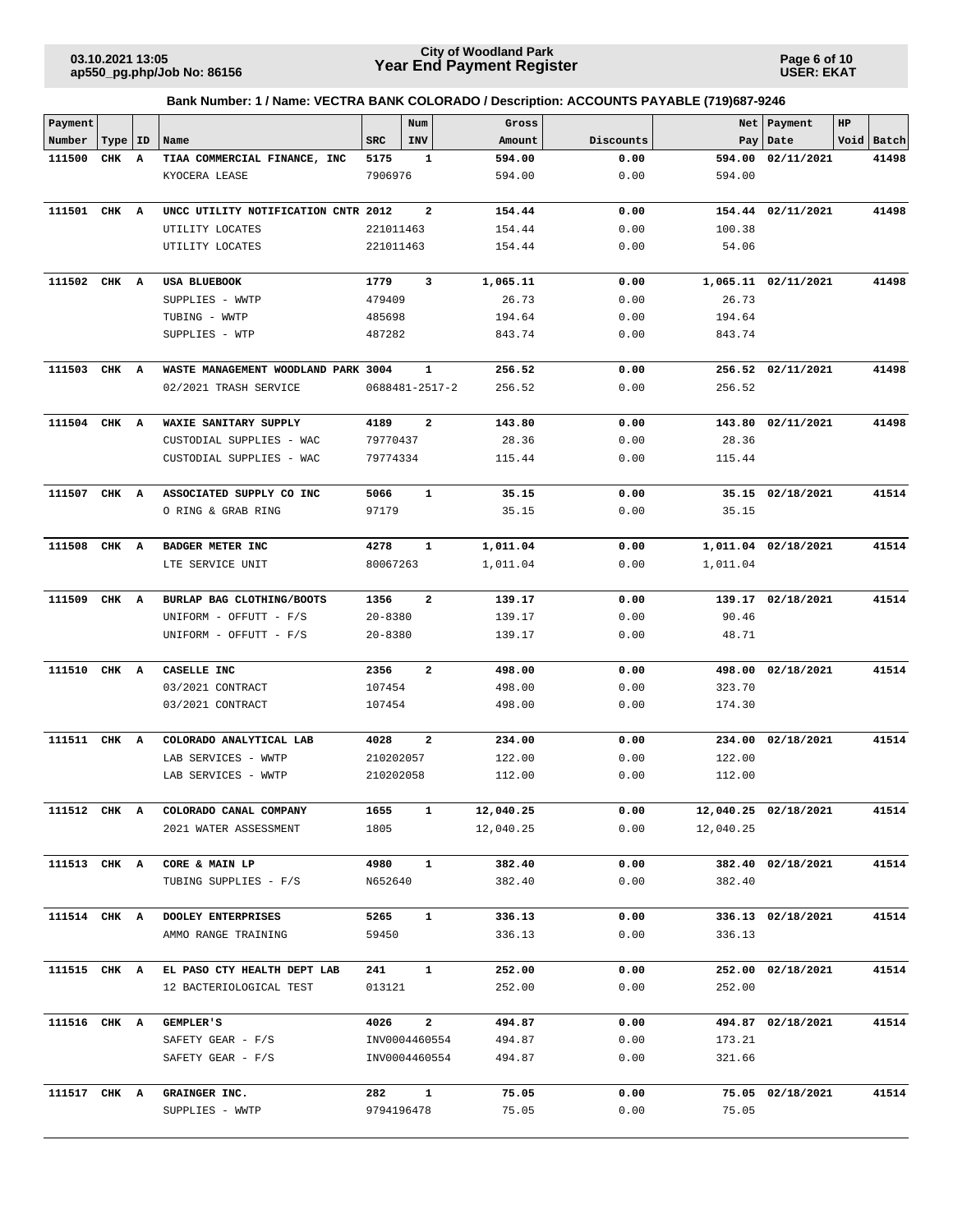**City of Woodland Park**
**Year End Payment Register**

03.10.2021 13:05
ap550_pg.php/Job No: 86156

USER: EKAT

## Bank Number: 1 / Name: VECTRA BANK COLORADO / Description: ACCOUNTS PAYABLE (719)687-9246

| Payment Number | Type | ID | Name | SRC | Num INV | Gross Amount | Discounts | Net Pay | Payment Date | HP Void | Batch |
|---|---|---|---|---|---|---|---|---|---|---|---|
| **111500** | **CHK** | **A** | **TIAA COMMERCIAL FINANCE, INC** | **5175** | **1** | **594.00** | **0.00** | **594.00** | **02/11/2021** | | **41498** |
| | | | KYOCERA LEASE | 7906976 | | 594.00 | 0.00 | 594.00 | | | |
| **111501** | **CHK** | **A** | **UNCC UTILITY NOTIFICATION CNTR** | **2012** | **2** | **154.44** | **0.00** | **154.44** | **02/11/2021** | | **41498** |
| | | | UTILITY LOCATES | 221011463 | | 154.44 | 0.00 | 100.38 | | | |
| | | | UTILITY LOCATES | 221011463 | | 154.44 | 0.00 | 54.06 | | | |
| **111502** | **CHK** | **A** | **USA BLUEBOOK** | **1779** | **3** | **1,065.11** | **0.00** | **1,065.11** | **02/11/2021** | | **41498** |
| | | | SUPPLIES - WWTP | 479409 | | 26.73 | 0.00 | 26.73 | | | |
| | | | TUBING - WWTP | 485698 | | 194.64 | 0.00 | 194.64 | | | |
| | | | SUPPLIES - WTP | 487282 | | 843.74 | 0.00 | 843.74 | | | |
| **111503** | **CHK** | **A** | **WASTE MANAGEMENT WOODLAND PARK** | **3004** | **1** | **256.52** | **0.00** | **256.52** | **02/11/2021** | | **41498** |
| | | | 02/2021 TRASH SERVICE | 0688481-2517-2 | | 256.52 | 0.00 | 256.52 | | | |
| **111504** | **CHK** | **A** | **WAXIE SANITARY SUPPLY** | **4189** | **2** | **143.80** | **0.00** | **143.80** | **02/11/2021** | | **41498** |
| | | | CUSTODIAL SUPPLIES - WAC | 79770437 | | 28.36 | 0.00 | 28.36 | | | |
| | | | CUSTODIAL SUPPLIES - WAC | 79774334 | | 115.44 | 0.00 | 115.44 | | | |
| **111507** | **CHK** | **A** | **ASSOCIATED SUPPLY CO INC** | **5066** | **1** | **35.15** | **0.00** | **35.15** | **02/18/2021** | | **41514** |
| | | | O RING & GRAB RING | 97179 | | 35.15 | 0.00 | 35.15 | | | |
| **111508** | **CHK** | **A** | **BADGER METER INC** | **4278** | **1** | **1,011.04** | **0.00** | **1,011.04** | **02/18/2021** | | **41514** |
| | | | LTE SERVICE UNIT | 80067263 | | 1,011.04 | 0.00 | 1,011.04 | | | |
| **111509** | **CHK** | **A** | **BURLAP BAG CLOTHING/BOOTS** | **1356** | **2** | **139.17** | **0.00** | **139.17** | **02/18/2021** | | **41514** |
| | | | UNIFORM - OFFUTT - F/S | 20-8380 | | 139.17 | 0.00 | 90.46 | | | |
| | | | UNIFORM - OFFUTT - F/S | 20-8380 | | 139.17 | 0.00 | 48.71 | | | |
| **111510** | **CHK** | **A** | **CASELLE INC** | **2356** | **2** | **498.00** | **0.00** | **498.00** | **02/18/2021** | | **41514** |
| | | | 03/2021 CONTRACT | 107454 | | 498.00 | 0.00 | 323.70 | | | |
| | | | 03/2021 CONTRACT | 107454 | | 498.00 | 0.00 | 174.30 | | | |
| **111511** | **CHK** | **A** | **COLORADO ANALYTICAL LAB** | **4028** | **2** | **234.00** | **0.00** | **234.00** | **02/18/2021** | | **41514** |
| | | | LAB SERVICES - WWTP | 210202057 | | 122.00 | 0.00 | 122.00 | | | |
| | | | LAB SERVICES - WWTP | 210202058 | | 112.00 | 0.00 | 112.00 | | | |
| **111512** | **CHK** | **A** | **COLORADO CANAL COMPANY** | **1655** | **1** | **12,040.25** | **0.00** | **12,040.25** | **02/18/2021** | | **41514** |
| | | | 2021 WATER ASSESSMENT | 1805 | | 12,040.25 | 0.00 | 12,040.25 | | | |
| **111513** | **CHK** | **A** | **CORE & MAIN LP** | **4980** | **1** | **382.40** | **0.00** | **382.40** | **02/18/2021** | | **41514** |
| | | | TUBING SUPPLIES - F/S | N652640 | | 382.40 | 0.00 | 382.40 | | | |
| **111514** | **CHK** | **A** | **DOOLEY ENTERPRISES** | **5265** | **1** | **336.13** | **0.00** | **336.13** | **02/18/2021** | | **41514** |
| | | | AMMO RANGE TRAINING | 59450 | | 336.13 | 0.00 | 336.13 | | | |
| **111515** | **CHK** | **A** | **EL PASO CTY HEALTH DEPT LAB** | **241** | **1** | **252.00** | **0.00** | **252.00** | **02/18/2021** | | **41514** |
| | | | 12 BACTERIOLOGICAL TEST | 013121 | | 252.00 | 0.00 | 252.00 | | | |
| **111516** | **CHK** | **A** | **GEMPLER'S** | **4026** | **2** | **494.87** | **0.00** | **494.87** | **02/18/2021** | | **41514** |
| | | | SAFETY GEAR - F/S | INV0004460554 | | 494.87 | 0.00 | 173.21 | | | |
| | | | SAFETY GEAR - F/S | INV0004460554 | | 494.87 | 0.00 | 321.66 | | | |
| **111517** | **CHK** | **A** | **GRAINGER INC.** | **282** | **1** | **75.05** | **0.00** | **75.05** | **02/18/2021** | | **41514** |
| | | | SUPPLIES - WWTP | 9794196478 | | 75.05 | 0.00 | 75.05 | | | |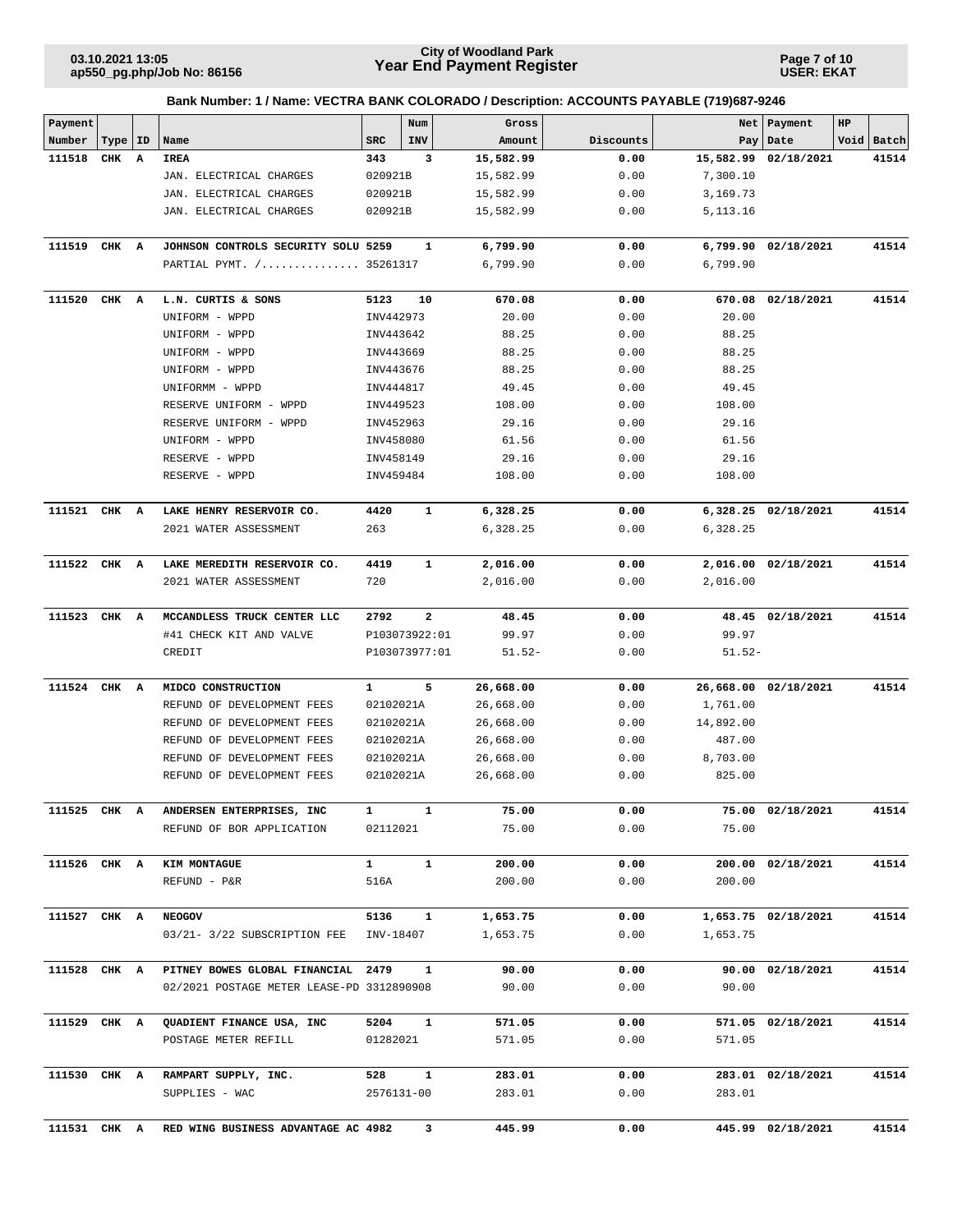**City of Woodland Park**
**Year End Payment Register**

03.10.2021 13:05
ap550_pg.php/Job No: 86156

USER: EKAT

### Bank Number: 1 / Name: VECTRA BANK COLORADO / Description: ACCOUNTS PAYABLE (719)687-9246

| Payment Number | Type | ID | Name | SRC | Num INV | Gross Amount | Discounts | Net Pay | Payment Date | HP Void | Batch |
|---|---|---|---|---|---|---|---|---|---|---|---|
| **111518** | **CHK** | **A** | **IREA** | **343** | **3** | **15,582.99** | **0.00** | **15,582.99** | **02/18/2021** | | **41514** |
| | | | JAN. ELECTRICAL CHARGES | 020921B | | 15,582.99 | 0.00 | 7,300.10 | | | |
| | | | JAN. ELECTRICAL CHARGES | 020921B | | 15,582.99 | 0.00 | 3,169.73 | | | |
| | | | JAN. ELECTRICAL CHARGES | 020921B | | 15,582.99 | 0.00 | 5,113.16 | | | |
| **111519** | **CHK** | **A** | **JOHNSON CONTROLS SECURITY SOLU** | **5259** | **1** | **6,799.90** | **0.00** | **6,799.90** | **02/18/2021** | | **41514** |
| | | | PARTIAL PYMT. /............... | 35261317 | | 6,799.90 | 0.00 | 6,799.90 | | | |
| **111520** | **CHK** | **A** | **L.N. CURTIS & SONS** | **5123** | **10** | **670.08** | **0.00** | **670.08** | **02/18/2021** | | **41514** |
| | | | UNIFORM - WPPD | INV442973 | | 20.00 | 0.00 | 20.00 | | | |
| | | | UNIFORM - WPPD | INV443642 | | 88.25 | 0.00 | 88.25 | | | |
| | | | UNIFORM - WPPD | INV443669 | | 88.25 | 0.00 | 88.25 | | | |
| | | | UNIFORM - WPPD | INV443676 | | 88.25 | 0.00 | 88.25 | | | |
| | | | UNIFORMM - WPPD | INV444817 | | 49.45 | 0.00 | 49.45 | | | |
| | | | RESERVE UNIFORM - WPPD | INV449523 | | 108.00 | 0.00 | 108.00 | | | |
| | | | RESERVE UNIFORM - WPPD | INV452963 | | 29.16 | 0.00 | 29.16 | | | |
| | | | UNIFORM - WPPD | INV458080 | | 61.56 | 0.00 | 61.56 | | | |
| | | | RESERVE - WPPD | INV458149 | | 29.16 | 0.00 | 29.16 | | | |
| | | | RESERVE - WPPD | INV459484 | | 108.00 | 0.00 | 108.00 | | | |
| **111521** | **CHK** | **A** | **LAKE HENRY RESERVOIR CO.** | **4420** | **1** | **6,328.25** | **0.00** | **6,328.25** | **02/18/2021** | | **41514** |
| | | | 2021 WATER ASSESSMENT | 263 | | 6,328.25 | 0.00 | 6,328.25 | | | |
| **111522** | **CHK** | **A** | **LAKE MEREDITH RESERVOIR CO.** | **4419** | **1** | **2,016.00** | **0.00** | **2,016.00** | **02/18/2021** | | **41514** |
| | | | 2021 WATER ASSESSMENT | 720 | | 2,016.00 | 0.00 | 2,016.00 | | | |
| **111523** | **CHK** | **A** | **MCCANDLESS TRUCK CENTER LLC** | **2792** | **2** | **48.45** | **0.00** | **48.45** | **02/18/2021** | | **41514** |
| | | | #41 CHECK KIT AND VALVE | P103073922:01 | | 99.97 | 0.00 | 99.97 | | | |
| | | | CREDIT | P103073977:01 | | 51.52- | 0.00 | 51.52- | | | |
| **111524** | **CHK** | **A** | **MIDCO CONSTRUCTION** | **1** | **5** | **26,668.00** | **0.00** | **26,668.00** | **02/18/2021** | | **41514** |
| | | | REFUND OF DEVELOPMENT FEES | 02102021A | | 26,668.00 | 0.00 | 1,761.00 | | | |
| | | | REFUND OF DEVELOPMENT FEES | 02102021A | | 26,668.00 | 0.00 | 14,892.00 | | | |
| | | | REFUND OF DEVELOPMENT FEES | 02102021A | | 26,668.00 | 0.00 | 487.00 | | | |
| | | | REFUND OF DEVELOPMENT FEES | 02102021A | | 26,668.00 | 0.00 | 8,703.00 | | | |
| | | | REFUND OF DEVELOPMENT FEES | 02102021A | | 26,668.00 | 0.00 | 825.00 | | | |
| **111525** | **CHK** | **A** | **ANDERSEN ENTERPRISES, INC** | **1** | **1** | **75.00** | **0.00** | **75.00** | **02/18/2021** | | **41514** |
| | | | REFUND OF BOR APPLICATION | 02112021 | | 75.00 | 0.00 | 75.00 | | | |
| **111526** | **CHK** | **A** | **KIM MONTAGUE** | **1** | **1** | **200.00** | **0.00** | **200.00** | **02/18/2021** | | **41514** |
| | | | REFUND - P&R | 516A | | 200.00 | 0.00 | 200.00 | | | |
| **111527** | **CHK** | **A** | **NEOGOV** | **5136** | **1** | **1,653.75** | **0.00** | **1,653.75** | **02/18/2021** | | **41514** |
| | | | 03/21- 3/22 SUBSCRIPTION FEE | INV-18407 | | 1,653.75 | 0.00 | 1,653.75 | | | |
| **111528** | **CHK** | **A** | **PITNEY BOWES GLOBAL FINANCIAL** | **2479** | **1** | **90.00** | **0.00** | **90.00** | **02/18/2021** | | **41514** |
| | | | 02/2021 POSTAGE METER LEASE-PD | 3312890908 | | 90.00 | 0.00 | 90.00 | | | |
| **111529** | **CHK** | **A** | **QUADIENT FINANCE USA, INC** | **5204** | **1** | **571.05** | **0.00** | **571.05** | **02/18/2021** | | **41514** |
| | | | POSTAGE METER REFILL | 01282021 | | 571.05 | 0.00 | 571.05 | | | |
| **111530** | **CHK** | **A** | **RAMPART SUPPLY, INC.** | **528** | **1** | **283.01** | **0.00** | **283.01** | **02/18/2021** | | **41514** |
| | | | SUPPLIES - WAC | 2576131-00 | | 283.01 | 0.00 | 283.01 | | | |
| **111531** | **CHK** | **A** | **RED WING BUSINESS ADVANTAGE AC** | **4982** | **3** | **445.99** | **0.00** | **445.99** | **02/18/2021** | | **41514** |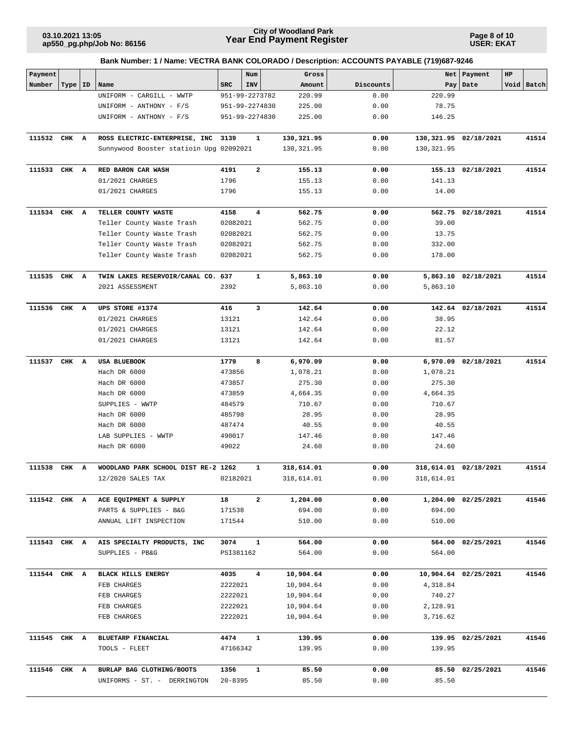**Bank Number: 1 / Name: VECTRA BANK COLORADO / Description: ACCOUNTS PAYABLE (719)687-9246**

| Payment Number | Type | ID | Name | SRC | Num INV | Gross Amount | Discounts | Net Pay | Payment Date | HP Void | Batch |
|---|---|---|---|---|---|---|---|---|---|---|---|
| | | | UNIFORM - CARGILL - WWTP | 951-99-2273782 | | 220.99 | 0.00 | 220.99 | | | |
| | | | UNIFORM - ANTHONY - F/S | 951-99-2274830 | | 225.00 | 0.00 | 78.75 | | | |
| | | | UNIFORM - ANTHONY - F/S | 951-99-2274830 | | 225.00 | 0.00 | 146.25 | | | |
| **111532** | **CHK** | **A** | **ROSS ELECTRIC-ENTERPRISE, INC** | **3139** | **1** | **130,321.95** | **0.00** | **130,321.95** | **02/18/2021** | | **41514** |
| | | | Sunnywood Booster statioin Upg | 02092021 | | 130,321.95 | 0.00 | 130,321.95 | | | |
| **111533** | **CHK** | **A** | **RED BARON CAR WASH** | **4191** | **2** | **155.13** | **0.00** | **155.13** | **02/18/2021** | | **41514** |
| | | | 01/2021 CHARGES | 1796 | | 155.13 | 0.00 | 141.13 | | | |
| | | | 01/2021 CHARGES | 1796 | | 155.13 | 0.00 | 14.00 | | | |
| **111534** | **CHK** | **A** | **TELLER COUNTY WASTE** | **4158** | **4** | **562.75** | **0.00** | **562.75** | **02/18/2021** | | **41514** |
| | | | Teller County Waste Trash | 02082021 | | 562.75 | 0.00 | 39.00 | | | |
| | | | Teller County Waste Trash | 02082021 | | 562.75 | 0.00 | 13.75 | | | |
| | | | Teller County Waste Trash | 02082021 | | 562.75 | 0.00 | 332.00 | | | |
| | | | Teller County Waste Trash | 02082021 | | 562.75 | 0.00 | 178.00 | | | |
| **111535** | **CHK** | **A** | **TWIN LAKES RESERVOIR/CANAL CO.** | **637** | **1** | **5,863.10** | **0.00** | **5,863.10** | **02/18/2021** | | **41514** |
| | | | 2021 ASSESSMENT | 2392 | | 5,863.10 | 0.00 | 5,863.10 | | | |
| **111536** | **CHK** | **A** | **UPS STORE #1374** | **416** | **3** | **142.64** | **0.00** | **142.64** | **02/18/2021** | | **41514** |
| | | | 01/2021 CHARGES | 13121 | | 142.64 | 0.00 | 38.95 | | | |
| | | | 01/2021 CHARGES | 13121 | | 142.64 | 0.00 | 22.12 | | | |
| | | | 01/2021 CHARGES | 13121 | | 142.64 | 0.00 | 81.57 | | | |
| **111537** | **CHK** | **A** | **USA BLUEBOOK** | **1779** | **8** | **6,970.09** | **0.00** | **6,970.09** | **02/18/2021** | | **41514** |
| | | | Hach DR 6000 | 473856 | | 1,078.21 | 0.00 | 1,078.21 | | | |
| | | | Hach DR 6000 | 473857 | | 275.30 | 0.00 | 275.30 | | | |
| | | | Hach DR 6000 | 473859 | | 4,664.35 | 0.00 | 4,664.35 | | | |
| | | | SUPPLIES - WWTP | 484579 | | 710.67 | 0.00 | 710.67 | | | |
| | | | Hach DR 6000 | 485798 | | 28.95 | 0.00 | 28.95 | | | |
| | | | Hach DR 6000 | 487474 | | 40.55 | 0.00 | 40.55 | | | |
| | | | LAB SUPPLIES - WWTP | 490017 | | 147.46 | 0.00 | 147.46 | | | |
| | | | Hach DR 6000 | 49022 | | 24.60 | 0.00 | 24.60 | | | |
| **111538** | **CHK** | **A** | **WOODLAND PARK SCHOOL DIST RE-2** | **1262** | **1** | **318,614.01** | **0.00** | **318,614.01** | **02/18/2021** | | **41514** |
| | | | 12/2020 SALES TAX | 02182021 | | 318,614.01 | 0.00 | 318,614.01 | | | |
| **111542** | **CHK** | **A** | **ACE EQUIPMENT & SUPPLY** | **18** | **2** | **1,204.00** | **0.00** | **1,204.00** | **02/25/2021** | | **41546** |
| | | | PARTS & SUPPLIES - B&G | 171538 | | 694.00 | 0.00 | 694.00 | | | |
| | | | ANNUAL LIFT INSPECTION | 171544 | | 510.00 | 0.00 | 510.00 | | | |
| **111543** | **CHK** | **A** | **AIS SPECIALTY PRODUCTS, INC** | **3074** | **1** | **564.00** | **0.00** | **564.00** | **02/25/2021** | | **41546** |
| | | | SUPPLIES - PB&G | PSI381162 | | 564.00 | 0.00 | 564.00 | | | |
| **111544** | **CHK** | **A** | **BLACK HILLS ENERGY** | **4035** | **4** | **10,904.64** | **0.00** | **10,904.64** | **02/25/2021** | | **41546** |
| | | | FEB CHARGES | 2222021 | | 10,904.64 | 0.00 | 4,318.84 | | | |
| | | | FEB CHARGES | 2222021 | | 10,904.64 | 0.00 | 740.27 | | | |
| | | | FEB CHARGES | 2222021 | | 10,904.64 | 0.00 | 2,128.91 | | | |
| | | | FEB CHARGES | 2222021 | | 10,904.64 | 0.00 | 3,716.62 | | | |
| **111545** | **CHK** | **A** | **BLUETARP FINANCIAL** | **4474** | **1** | **139.95** | **0.00** | **139.95** | **02/25/2021** | | **41546** |
| | | | TOOLS - FLEET | 47166342 | | 139.95 | 0.00 | 139.95 | | | |
| **111546** | **CHK** | **A** | **BURLAP BAG CLOTHING/BOOTS** | **1356** | **1** | **85.50** | **0.00** | **85.50** | **02/25/2021** | | **41546** |
| | | | UNIFORMS - ST. - DERRINGTON | 20-8395 | | 85.50 | 0.00 | 85.50 | | | |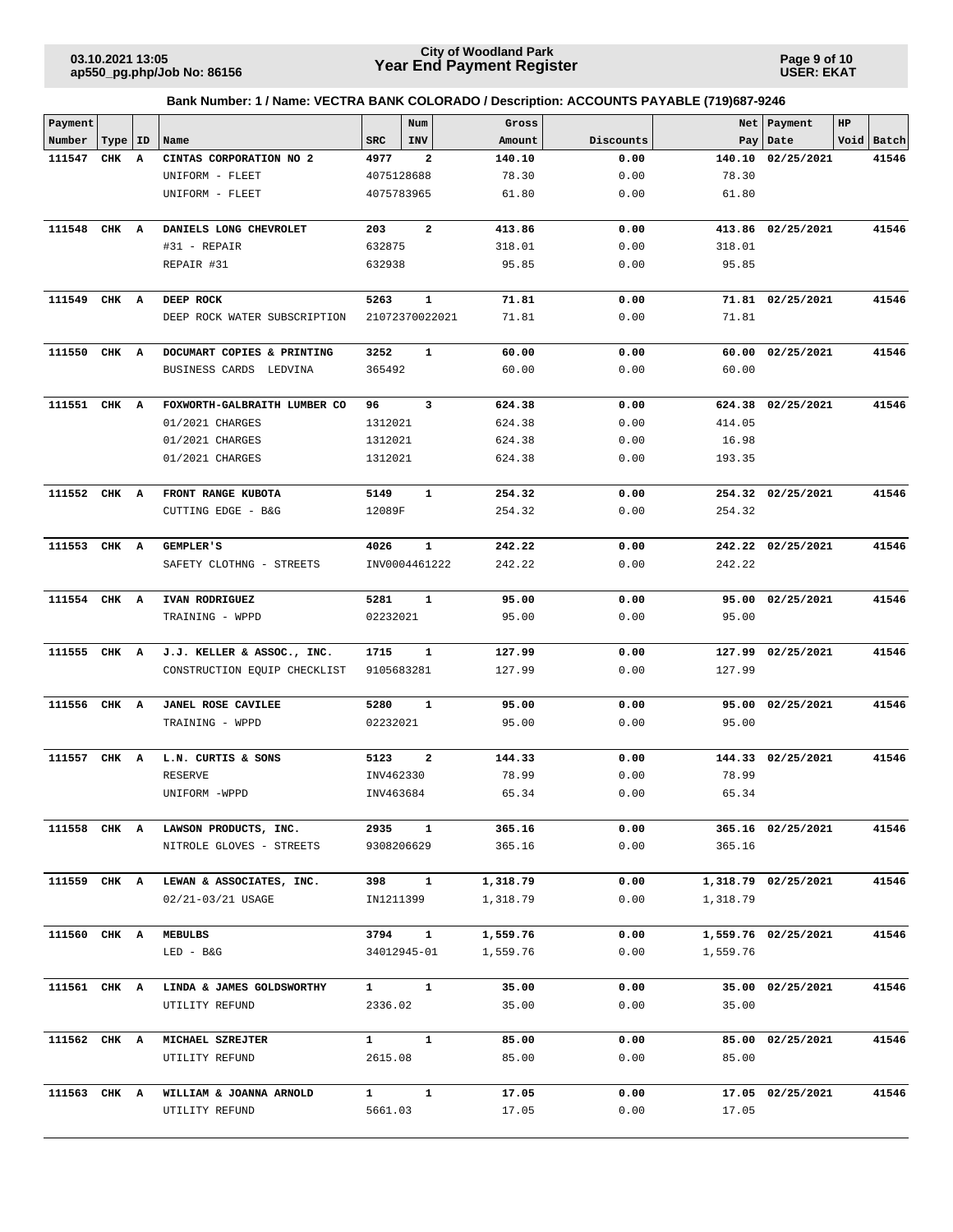**Bank Number: 1 / Name: VECTRA BANK COLORADO / Description: ACCOUNTS PAYABLE (719)687-9246**

| Payment Number | Type | ID | Name | SRC | Num INV | Gross Amount | Discounts | Net Pay | Payment Date | HP Void | Batch |
|---|---|---|---|---|---|---|---|---|---|---|---|
| **111547** | **CHK** | **A** | **CINTAS CORPORATION NO 2** | **4977** | **2** | **140.10** | **0.00** | **140.10** | **02/25/2021** | | **41546** |
| | | | UNIFORM - FLEET | 4075128688 | | 78.30 | 0.00 | 78.30 | | | |
| | | | UNIFORM - FLEET | 4075783965 | | 61.80 | 0.00 | 61.80 | | | |
| **111548** | **CHK** | **A** | **DANIELS LONG CHEVROLET** | **203** | **2** | **413.86** | **0.00** | **413.86** | **02/25/2021** | | **41546** |
| | | | #31 - REPAIR | 632875 | | 318.01 | 0.00 | 318.01 | | | |
| | | | REPAIR #31 | 632938 | | 95.85 | 0.00 | 95.85 | | | |
| **111549** | **CHK** | **A** | **DEEP ROCK** | **5263** | **1** | **71.81** | **0.00** | **71.81** | **02/25/2021** | | **41546** |
| | | | DEEP ROCK WATER SUBSCRIPTION | 21072370022021 | | 71.81 | 0.00 | 71.81 | | | |
| **111550** | **CHK** | **A** | **DOCUMART COPIES & PRINTING** | **3252** | **1** | **60.00** | **0.00** | **60.00** | **02/25/2021** | | **41546** |
| | | | BUSINESS CARDS LEDVINA | 365492 | | 60.00 | 0.00 | 60.00 | | | |
| **111551** | **CHK** | **A** | **FOXWORTH-GALBRAITH LUMBER CO** | **96** | **3** | **624.38** | **0.00** | **624.38** | **02/25/2021** | | **41546** |
| | | | 01/2021 CHARGES | 1312021 | | 624.38 | 0.00 | 414.05 | | | |
| | | | 01/2021 CHARGES | 1312021 | | 624.38 | 0.00 | 16.98 | | | |
| | | | 01/2021 CHARGES | 1312021 | | 624.38 | 0.00 | 193.35 | | | |
| **111552** | **CHK** | **A** | **FRONT RANGE KUBOTA** | **5149** | **1** | **254.32** | **0.00** | **254.32** | **02/25/2021** | | **41546** |
| | | | CUTTING EDGE - B&G | 12089F | | 254.32 | 0.00 | 254.32 | | | |
| **111553** | **CHK** | **A** | **GEMPLER'S** | **4026** | **1** | **242.22** | **0.00** | **242.22** | **02/25/2021** | | **41546** |
| | | | SAFETY CLOTHNG - STREETS | INV0004461222 | | 242.22 | 0.00 | 242.22 | | | |
| **111554** | **CHK** | **A** | **IVAN RODRIGUEZ** | **5281** | **1** | **95.00** | **0.00** | **95.00** | **02/25/2021** | | **41546** |
| | | | TRAINING - WPPD | 02232021 | | 95.00 | 0.00 | 95.00 | | | |
| **111555** | **CHK** | **A** | **J.J. KELLER & ASSOC., INC.** | **1715** | **1** | **127.99** | **0.00** | **127.99** | **02/25/2021** | | **41546** |
| | | | CONSTRUCTION EQUIP CHECKLIST | 9105683281 | | 127.99 | 0.00 | 127.99 | | | |
| **111556** | **CHK** | **A** | **JANEL ROSE CAVILEE** | **5280** | **1** | **95.00** | **0.00** | **95.00** | **02/25/2021** | | **41546** |
| | | | TRAINING - WPPD | 02232021 | | 95.00 | 0.00 | 95.00 | | | |
| **111557** | **CHK** | **A** | **L.N. CURTIS & SONS** | **5123** | **2** | **144.33** | **0.00** | **144.33** | **02/25/2021** | | **41546** |
| | | | RESERVE | INV462330 | | 78.99 | 0.00 | 78.99 | | | |
| | | | UNIFORM -WPPD | INV463684 | | 65.34 | 0.00 | 65.34 | | | |
| **111558** | **CHK** | **A** | **LAWSON PRODUCTS, INC.** | **2935** | **1** | **365.16** | **0.00** | **365.16** | **02/25/2021** | | **41546** |
| | | | NITROLE GLOVES - STREETS | 9308206629 | | 365.16 | 0.00 | 365.16 | | | |
| **111559** | **CHK** | **A** | **LEWAN & ASSOCIATES, INC.** | **398** | **1** | **1,318.79** | **0.00** | **1,318.79** | **02/25/2021** | | **41546** |
| | | | 02/21-03/21 USAGE | IN1211399 | | 1,318.79 | 0.00 | 1,318.79 | | | |
| **111560** | **CHK** | **A** | **MEBULBS** | **3794** | **1** | **1,559.76** | **0.00** | **1,559.76** | **02/25/2021** | | **41546** |
| | | | LED - B&G | 34012945-01 | | 1,559.76 | 0.00 | 1,559.76 | | | |
| **111561** | **CHK** | **A** | **LINDA & JAMES GOLDSWORTHY** | **1** | **1** | **35.00** | **0.00** | **35.00** | **02/25/2021** | | **41546** |
| | | | UTILITY REFUND | 2336.02 | | 35.00 | 0.00 | 35.00 | | | |
| **111562** | **CHK** | **A** | **MICHAEL SZREJTER** | **1** | **1** | **85.00** | **0.00** | **85.00** | **02/25/2021** | | **41546** |
| | | | UTILITY REFUND | 2615.08 | | 85.00 | 0.00 | 85.00 | | | |
| **111563** | **CHK** | **A** | **WILLIAM & JOANNA ARNOLD** | **1** | **1** | **17.05** | **0.00** | **17.05** | **02/25/2021** | | **41546** |
| | | | UTILITY REFUND | 5661.03 | | 17.05 | 0.00 | 17.05 | | | |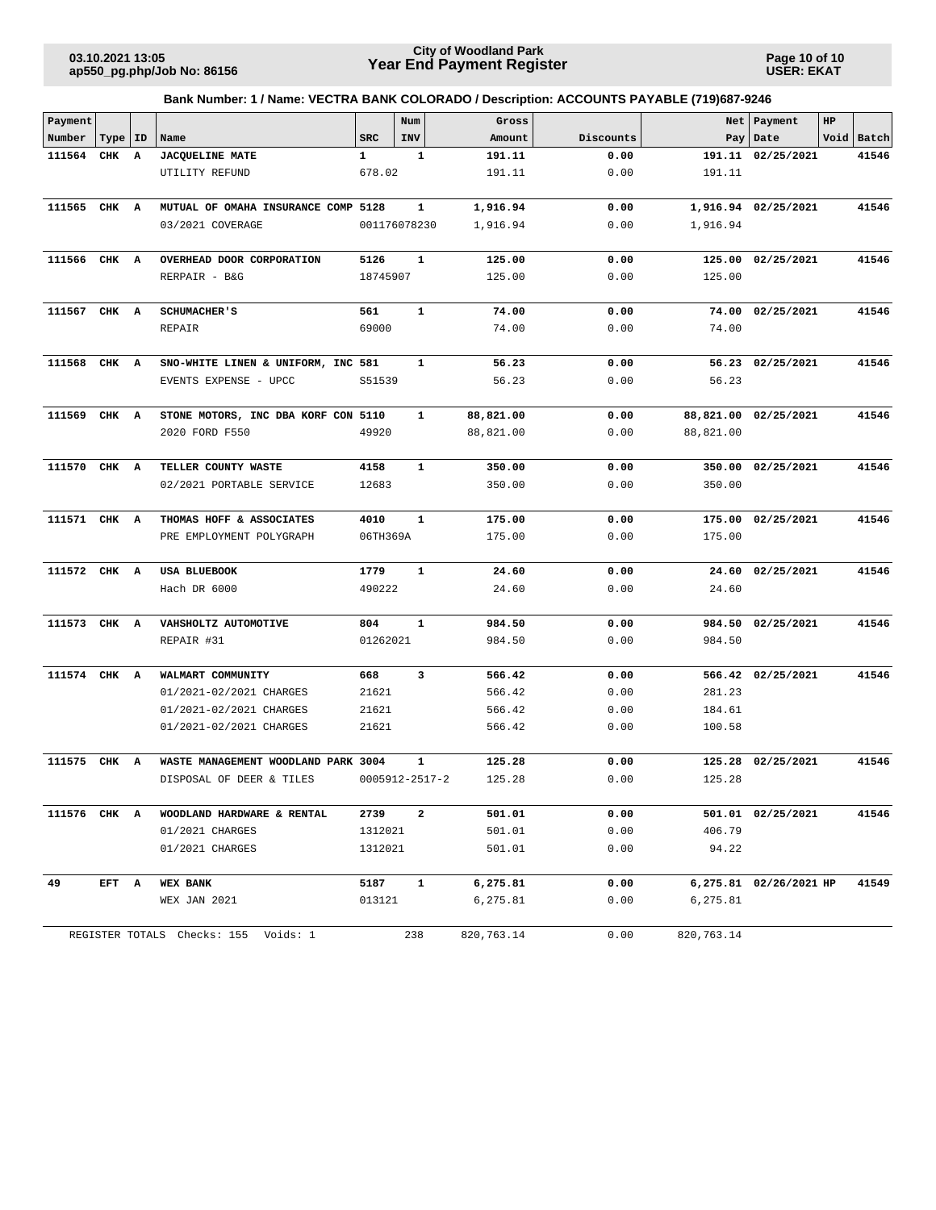**City of Woodland Park**
**Year End Payment Register**

**Bank Number: 1 / Name: VECTRA BANK COLORADO / Description: ACCOUNTS PAYABLE (719)687-9246**

| Payment Number | Type | ID | Name | SRC | Num INV | Gross Amount | Discounts | Net Pay | Payment Date | HP Void | Batch |
|---|---|---|---|---|---|---|---|---|---|---|---|
| **111564** | **CHK** | **A** | **JACQUELINE MATE** | **1** | **1** | **191.11** | **0.00** | **191.11** | **02/25/2021** | | **41546** |
| | | | UTILITY REFUND | 678.02 | | 191.11 | 0.00 | 191.11 | | | |
| **111565** | **CHK** | **A** | **MUTUAL OF OMAHA INSURANCE COMP** | **5128** | **1** | **1,916.94** | **0.00** | **1,916.94** | **02/25/2021** | | **41546** |
| | | | 03/2021 COVERAGE | 001176078230 | | 1,916.94 | 0.00 | 1,916.94 | | | |
| **111566** | **CHK** | **A** | **OVERHEAD DOOR CORPORATION** | **5126** | **1** | **125.00** | **0.00** | **125.00** | **02/25/2021** | | **41546** |
| | | | RERPAIR - B&G | 18745907 | | 125.00 | 0.00 | 125.00 | | | |
| **111567** | **CHK** | **A** | **SCHUMACHER'S** | **561** | **1** | **74.00** | **0.00** | **74.00** | **02/25/2021** | | **41546** |
| | | | REPAIR | 69000 | | 74.00 | 0.00 | 74.00 | | | |
| **111568** | **CHK** | **A** | **SNO-WHITE LINEN & UNIFORM, INC** | **581** | **1** | **56.23** | **0.00** | **56.23** | **02/25/2021** | | **41546** |
| | | | EVENTS EXPENSE - UPCC | S51539 | | 56.23 | 0.00 | 56.23 | | | |
| **111569** | **CHK** | **A** | **STONE MOTORS, INC DBA KORF CON** | **5110** | **1** | **88,821.00** | **0.00** | **88,821.00** | **02/25/2021** | | **41546** |
| | | | 2020 FORD F550 | 49920 | | 88,821.00 | 0.00 | 88,821.00 | | | |
| **111570** | **CHK** | **A** | **TELLER COUNTY WASTE** | **4158** | **1** | **350.00** | **0.00** | **350.00** | **02/25/2021** | | **41546** |
| | | | 02/2021 PORTABLE SERVICE | 12683 | | 350.00 | 0.00 | 350.00 | | | |
| **111571** | **CHK** | **A** | **THOMAS HOFF & ASSOCIATES** | **4010** | **1** | **175.00** | **0.00** | **175.00** | **02/25/2021** | | **41546** |
| | | | PRE EMPLOYMENT POLYGRAPH | 06TH369A | | 175.00 | 0.00 | 175.00 | | | |
| **111572** | **CHK** | **A** | **USA BLUEBOOK** | **1779** | **1** | **24.60** | **0.00** | **24.60** | **02/25/2021** | | **41546** |
| | | | Hach DR 6000 | 490222 | | 24.60 | 0.00 | 24.60 | | | |
| **111573** | **CHK** | **A** | **VAHSHOLTZ AUTOMOTIVE** | **804** | **1** | **984.50** | **0.00** | **984.50** | **02/25/2021** | | **41546** |
| | | | REPAIR #31 | 01262021 | | 984.50 | 0.00 | 984.50 | | | |
| **111574** | **CHK** | **A** | **WALMART COMMUNITY** | **668** | **3** | **566.42** | **0.00** | **566.42** | **02/25/2021** | | **41546** |
| | | | 01/2021-02/2021 CHARGES | 21621 | | 566.42 | 0.00 | 281.23 | | | |
| | | | 01/2021-02/2021 CHARGES | 21621 | | 566.42 | 0.00 | 184.61 | | | |
| | | | 01/2021-02/2021 CHARGES | 21621 | | 566.42 | 0.00 | 100.58 | | | |
| **111575** | **CHK** | **A** | **WASTE MANAGEMENT WOODLAND PARK** | **3004** | **1** | **125.28** | **0.00** | **125.28** | **02/25/2021** | | **41546** |
| | | | DISPOSAL OF DEER & TILES | 0005912-2517-2 | | 125.28 | 0.00 | 125.28 | | | |
| **111576** | **CHK** | **A** | **WOODLAND HARDWARE & RENTAL** | **2739** | **2** | **501.01** | **0.00** | **501.01** | **02/25/2021** | | **41546** |
| | | | 01/2021 CHARGES | 1312021 | | 501.01 | 0.00 | 406.79 | | | |
| | | | 01/2021 CHARGES | 1312021 | | 501.01 | 0.00 | 94.22 | | | |
| **49** | **EFT** | **A** | **WEX BANK** | **5187** | **1** | **6,275.81** | **0.00** | **6,275.81** | **02/26/2021** | **HP** | **41549** |
| | | | WEX JAN 2021 | 013121 | | 6,275.81 | 0.00 | 6,275.81 | | | |
| REGISTER TOTALS | | | Checks: 155 Voids: 1 | | 238 | 820,763.14 | 0.00 | 820,763.14 | | | |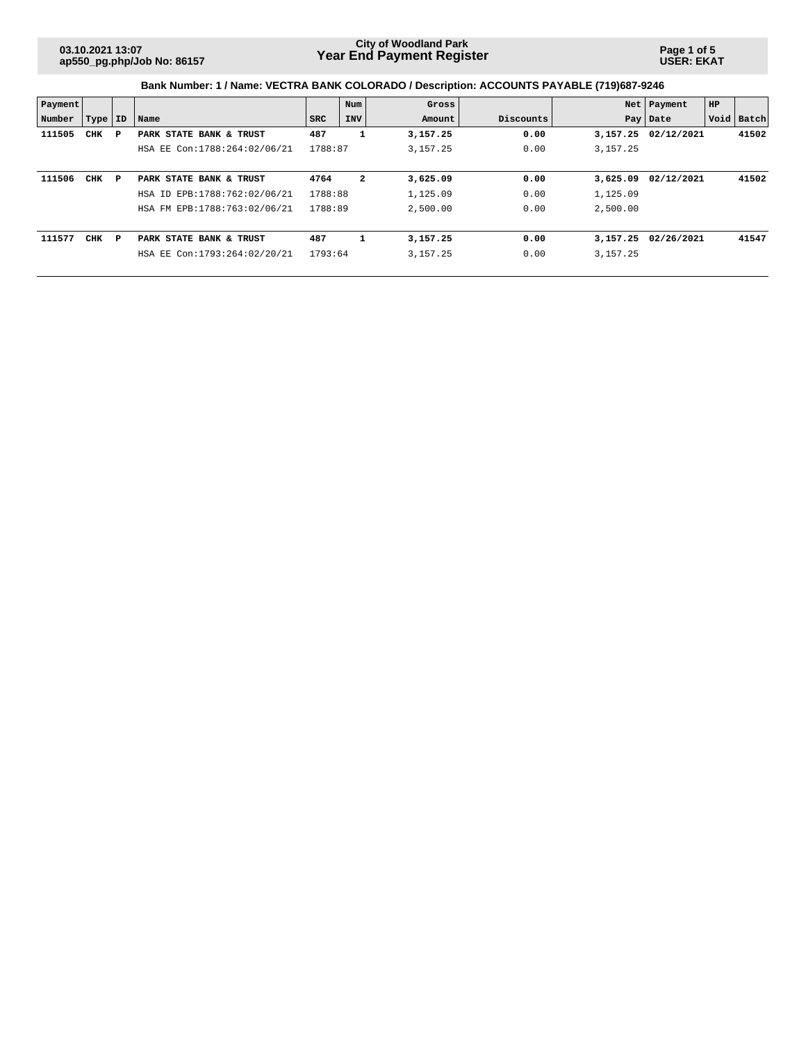**City of Woodland Park**
**Year End Payment Register**

03.10.2021 13:07
ap550_pg.php/Job No: 86157

USER: EKAT

**Bank Number: 1 / Name: VECTRA BANK COLORADO / Description: ACCOUNTS PAYABLE (719)687-9246**

| Payment Number | Type | ID | Name | SRC | Num INV | Gross Amount | Discounts | Net Pay | Payment Date | HP Void | Batch |
|---|---|---|---|---|---|---|---|---|---|---|---|
| **111505** | **CHK** | **P** | **PARK STATE BANK & TRUST** | **487** | **1** | **3,157.25** | **0.00** | **3,157.25** | **02/12/2021** | | **41502** |
| | | | HSA EE Con:1788:264:02/06/21 | 1788:87 | | 3,157.25 | 0.00 | 3,157.25 | | | |
| **111506** | **CHK** | **P** | **PARK STATE BANK & TRUST** | **4764** | **2** | **3,625.09** | **0.00** | **3,625.09** | **02/12/2021** | | **41502** |
| | | | HSA ID EPB:1788:762:02/06/21 | 1788:88 | | 1,125.09 | 0.00 | 1,125.09 | | | |
| | | | HSA FM EPB:1788:763:02/06/21 | 1788:89 | | 2,500.00 | 0.00 | 2,500.00 | | | |
| **111577** | **CHK** | **P** | **PARK STATE BANK & TRUST** | **487** | **1** | **3,157.25** | **0.00** | **3,157.25** | **02/26/2021** | | **41547** |
| | | | HSA EE Con:1793:264:02/20/21 | 1793:64 | | 3,157.25 | 0.00 | 3,157.25 | | | |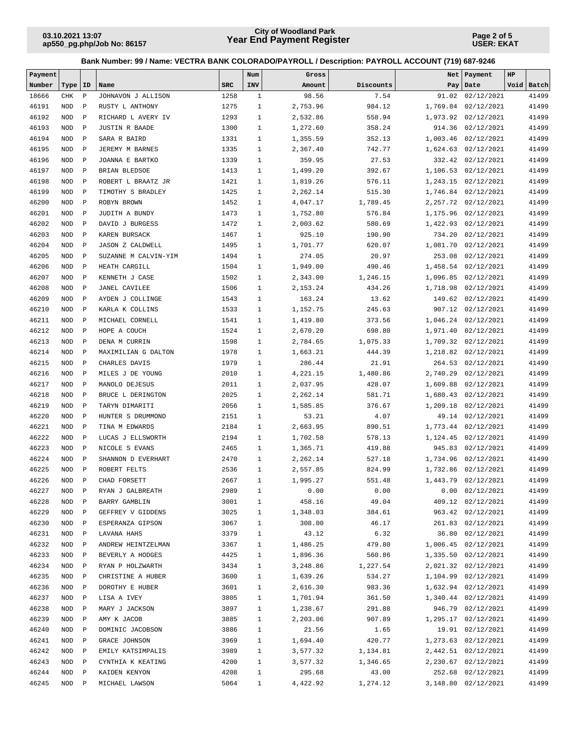**City of Woodland Park**
**Year End Payment Register**

03.10.2021 13:07
ap550_pg.php/Job No: 86157

USER: EKAT

**Bank Number: 99 / Name: VECTRA BANK COLORADO/PAYROLL / Description: PAYROLL ACCOUNT (719) 687-9246**

| Payment Number | Type | ID | Name | SRC | Num INV | Gross Amount | Discounts | Net Pay | Payment Date | HP Void | Batch |
|---|---|---|---|---|---|---|---|---|---|---|---|
| 18666 | CHK | P | JOHNAVON J ALLISON | 1258 | 1 | 98.56 | 7.54 | 91.02 | 02/12/2021 | | 41499 |
| 46191 | NOD | P | RUSTY L ANTHONY | 1275 | 1 | 2,753.96 | 984.12 | 1,769.84 | 02/12/2021 | | 41499 |
| 46192 | NOD | P | RICHARD L AVERY IV | 1293 | 1 | 2,532.86 | 558.94 | 1,973.92 | 02/12/2021 | | 41499 |
| 46193 | NOD | P | JUSTIN R BAADE | 1300 | 1 | 1,272.60 | 358.24 | 914.36 | 02/12/2021 | | 41499 |
| 46194 | NOD | P | SARA R BAIRD | 1331 | 1 | 1,355.59 | 352.13 | 1,003.46 | 02/12/2021 | | 41499 |
| 46195 | NOD | P | JEREMY M BARNES | 1335 | 1 | 2,367.40 | 742.77 | 1,624.63 | 02/12/2021 | | 41499 |
| 46196 | NOD | P | JOANNA E BARTKO | 1339 | 1 | 359.95 | 27.53 | 332.42 | 02/12/2021 | | 41499 |
| 46197 | NOD | P | BRIAN BLEDSOE | 1413 | 1 | 1,499.20 | 392.67 | 1,106.53 | 02/12/2021 | | 41499 |
| 46198 | NOD | P | ROBERT L BRAATZ JR | 1421 | 1 | 1,819.26 | 576.11 | 1,243.15 | 02/12/2021 | | 41499 |
| 46199 | NOD | P | TIMOTHY S BRADLEY | 1425 | 1 | 2,262.14 | 515.30 | 1,746.84 | 02/12/2021 | | 41499 |
| 46200 | NOD | P | ROBYN BROWN | 1452 | 1 | 4,047.17 | 1,789.45 | 2,257.72 | 02/12/2021 | | 41499 |
| 46201 | NOD | P | JUDITH A BUNDY | 1473 | 1 | 1,752.80 | 576.84 | 1,175.96 | 02/12/2021 | | 41499 |
| 46202 | NOD | P | DAVID J BURGESS | 1472 | 1 | 2,003.62 | 580.69 | 1,422.93 | 02/12/2021 | | 41499 |
| 46203 | NOD | P | KAREN BURSACK | 1467 | 1 | 925.10 | 190.90 | 734.20 | 02/12/2021 | | 41499 |
| 46204 | NOD | P | JASON Z CALDWELL | 1495 | 1 | 1,701.77 | 620.07 | 1,081.70 | 02/12/2021 | | 41499 |
| 46205 | NOD | P | SUZANNE M CALVIN-YIM | 1494 | 1 | 274.05 | 20.97 | 253.08 | 02/12/2021 | | 41499 |
| 46206 | NOD | P | HEATH CARGILL | 1504 | 1 | 1,949.00 | 490.46 | 1,458.54 | 02/12/2021 | | 41499 |
| 46207 | NOD | P | KENNETH J CASE | 1502 | 1 | 2,343.00 | 1,246.15 | 1,096.85 | 02/12/2021 | | 41499 |
| 46208 | NOD | P | JANEL CAVILEE | 1506 | 1 | 2,153.24 | 434.26 | 1,718.98 | 02/12/2021 | | 41499 |
| 46209 | NOD | P | AYDEN J COLLINGE | 1543 | 1 | 163.24 | 13.62 | 149.62 | 02/12/2021 | | 41499 |
| 46210 | NOD | P | KARLA K COLLINS | 1533 | 1 | 1,152.75 | 245.63 | 907.12 | 02/12/2021 | | 41499 |
| 46211 | NOD | P | MICHAEL CORNELL | 1541 | 1 | 1,419.80 | 373.56 | 1,046.24 | 02/12/2021 | | 41499 |
| 46212 | NOD | P | HOPE A COUCH | 1524 | 1 | 2,670.20 | 698.80 | 1,971.40 | 02/12/2021 | | 41499 |
| 46213 | NOD | P | DENA M CURRIN | 1598 | 1 | 2,784.65 | 1,075.33 | 1,709.32 | 02/12/2021 | | 41499 |
| 46214 | NOD | P | MAXIMILIAN G DALTON | 1978 | 1 | 1,663.21 | 444.39 | 1,218.82 | 02/12/2021 | | 41499 |
| 46215 | NOD | P | CHARLES DAVIS | 1979 | 1 | 286.44 | 21.91 | 264.53 | 02/12/2021 | | 41499 |
| 46216 | NOD | P | MILES J DE YOUNG | 2010 | 1 | 4,221.15 | 1,480.86 | 2,740.29 | 02/12/2021 | | 41499 |
| 46217 | NOD | P | MANOLO DEJESUS | 2011 | 1 | 2,037.95 | 428.07 | 1,609.88 | 02/12/2021 | | 41499 |
| 46218 | NOD | P | BRUCE L DERINGTON | 2025 | 1 | 2,262.14 | 581.71 | 1,680.43 | 02/12/2021 | | 41499 |
| 46219 | NOD | P | TARYN DIMARITI | 2056 | 1 | 1,585.85 | 376.67 | 1,209.18 | 02/12/2021 | | 41499 |
| 46220 | NOD | P | HUNTER S DRUMMOND | 2151 | 1 | 53.21 | 4.07 | 49.14 | 02/12/2021 | | 41499 |
| 46221 | NOD | P | TINA M EDWARDS | 2184 | 1 | 2,663.95 | 890.51 | 1,773.44 | 02/12/2021 | | 41499 |
| 46222 | NOD | P | LUCAS J ELLSWORTH | 2194 | 1 | 1,702.58 | 578.13 | 1,124.45 | 02/12/2021 | | 41499 |
| 46223 | NOD | P | NICOLE S EVANS | 2465 | 1 | 1,365.71 | 419.88 | 945.83 | 02/12/2021 | | 41499 |
| 46224 | NOD | P | SHANNON D EVERHART | 2470 | 1 | 2,262.14 | 527.18 | 1,734.96 | 02/12/2021 | | 41499 |
| 46225 | NOD | P | ROBERT FELTS | 2536 | 1 | 2,557.85 | 824.99 | 1,732.86 | 02/12/2021 | | 41499 |
| 46226 | NOD | P | CHAD FORSETT | 2667 | 1 | 1,995.27 | 551.48 | 1,443.79 | 02/12/2021 | | 41499 |
| 46227 | NOD | P | RYAN J GALBREATH | 2989 | 1 | 0.00 | 0.00 | 0.00 | 02/12/2021 | | 41499 |
| 46228 | NOD | P | BARRY GAMBLIN | 3001 | 1 | 458.16 | 49.04 | 409.12 | 02/12/2021 | | 41499 |
| 46229 | NOD | P | GEFFREY V GIDDENS | 3025 | 1 | 1,348.03 | 384.61 | 963.42 | 02/12/2021 | | 41499 |
| 46230 | NOD | P | ESPERANZA GIPSON | 3067 | 1 | 308.00 | 46.17 | 261.83 | 02/12/2021 | | 41499 |
| 46231 | NOD | P | LAVANA HAHS | 3379 | 1 | 43.12 | 6.32 | 36.80 | 02/12/2021 | | 41499 |
| 46232 | NOD | P | ANDREW HEINTZELMAN | 3367 | 1 | 1,486.25 | 479.80 | 1,006.45 | 02/12/2021 | | 41499 |
| 46233 | NOD | P | BEVERLY A HODGES | 4425 | 1 | 1,896.36 | 560.86 | 1,335.50 | 02/12/2021 | | 41499 |
| 46234 | NOD | P | RYAN P HOLZWARTH | 3434 | 1 | 3,248.86 | 1,227.54 | 2,021.32 | 02/12/2021 | | 41499 |
| 46235 | NOD | P | CHRISTINE A HUBER | 3600 | 1 | 1,639.26 | 534.27 | 1,104.99 | 02/12/2021 | | 41499 |
| 46236 | NOD | P | DOROTHY E HUBER | 3601 | 1 | 2,616.30 | 983.36 | 1,632.94 | 02/12/2021 | | 41499 |
| 46237 | NOD | P | LISA A IVEY | 3805 | 1 | 1,701.94 | 361.50 | 1,340.44 | 02/12/2021 | | 41499 |
| 46238 | NOD | P | MARY J JACKSON | 3897 | 1 | 1,238.67 | 291.88 | 946.79 | 02/12/2021 | | 41499 |
| 46239 | NOD | P | AMY K JACOB | 3885 | 1 | 2,203.06 | 907.89 | 1,295.17 | 02/12/2021 | | 41499 |
| 46240 | NOD | P | DOMINIC JACOBSON | 3886 | 1 | 21.56 | 1.65 | 19.91 | 02/12/2021 | | 41499 |
| 46241 | NOD | P | GRACE JOHNSON | 3969 | 1 | 1,694.40 | 420.77 | 1,273.63 | 02/12/2021 | | 41499 |
| 46242 | NOD | P | EMILY KATSIMPALIS | 3989 | 1 | 3,577.32 | 1,134.81 | 2,442.51 | 02/12/2021 | | 41499 |
| 46243 | NOD | P | CYNTHIA K KEATING | 4200 | 1 | 3,577.32 | 1,346.65 | 2,230.67 | 02/12/2021 | | 41499 |
| 46244 | NOD | P | KAIDEN KENYON | 4208 | 1 | 295.68 | 43.00 | 252.68 | 02/12/2021 | | 41499 |
| 46245 | NOD | P | MICHAEL LAWSON | 5064 | 1 | 4,422.92 | 1,274.12 | 3,148.80 | 02/12/2021 | | 41499 |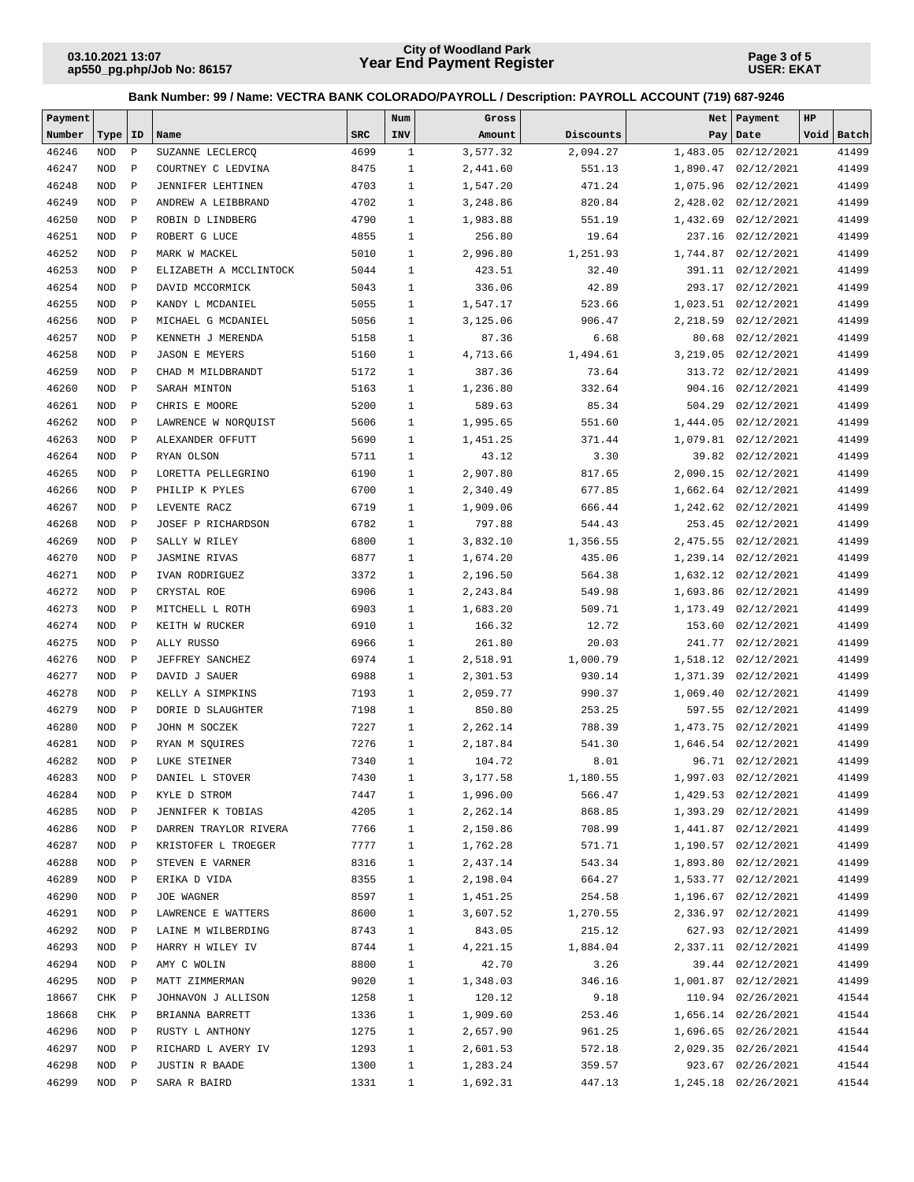## Bank Number: 99 / Name: VECTRA BANK COLORADO/PAYROLL / Description: PAYROLL ACCOUNT (719) 687-9246

| Payment Number | Type | ID | Name | SRC | Num INV | Gross Amount | Discounts | Net Pay | Payment Date | HP Void | Batch |
|---|---|---|---|---|---|---|---|---|---|---|---|
| 46246 | NOD | P | SUZANNE LECLERCQ | 4699 | 1 | 3,577.32 | 2,094.27 | 1,483.05 | 02/12/2021 | | 41499 |
| 46247 | NOD | P | COURTNEY C LEDVINA | 8475 | 1 | 2,441.60 | 551.13 | 1,890.47 | 02/12/2021 | | 41499 |
| 46248 | NOD | P | JENNIFER LEHTINEN | 4703 | 1 | 1,547.20 | 471.24 | 1,075.96 | 02/12/2021 | | 41499 |
| 46249 | NOD | P | ANDREW A LEIBBRAND | 4702 | 1 | 3,248.86 | 820.84 | 2,428.02 | 02/12/2021 | | 41499 |
| 46250 | NOD | P | ROBIN D LINDBERG | 4790 | 1 | 1,983.88 | 551.19 | 1,432.69 | 02/12/2021 | | 41499 |
| 46251 | NOD | P | ROBERT G LUCE | 4855 | 1 | 256.80 | 19.64 | 237.16 | 02/12/2021 | | 41499 |
| 46252 | NOD | P | MARK W MACKEL | 5010 | 1 | 2,996.80 | 1,251.93 | 1,744.87 | 02/12/2021 | | 41499 |
| 46253 | NOD | P | ELIZABETH A MCCLINTOCK | 5044 | 1 | 423.51 | 32.40 | 391.11 | 02/12/2021 | | 41499 |
| 46254 | NOD | P | DAVID MCCORMICK | 5043 | 1 | 336.06 | 42.89 | 293.17 | 02/12/2021 | | 41499 |
| 46255 | NOD | P | KANDY L MCDANIEL | 5055 | 1 | 1,547.17 | 523.66 | 1,023.51 | 02/12/2021 | | 41499 |
| 46256 | NOD | P | MICHAEL G MCDANIEL | 5056 | 1 | 3,125.06 | 906.47 | 2,218.59 | 02/12/2021 | | 41499 |
| 46257 | NOD | P | KENNETH J MERENDA | 5158 | 1 | 87.36 | 6.68 | 80.68 | 02/12/2021 | | 41499 |
| 46258 | NOD | P | JASON E MEYERS | 5160 | 1 | 4,713.66 | 1,494.61 | 3,219.05 | 02/12/2021 | | 41499 |
| 46259 | NOD | P | CHAD M MILDBRANDT | 5172 | 1 | 387.36 | 73.64 | 313.72 | 02/12/2021 | | 41499 |
| 46260 | NOD | P | SARAH MINTON | 5163 | 1 | 1,236.80 | 332.64 | 904.16 | 02/12/2021 | | 41499 |
| 46261 | NOD | P | CHRIS E MOORE | 5200 | 1 | 589.63 | 85.34 | 504.29 | 02/12/2021 | | 41499 |
| 46262 | NOD | P | LAWRENCE W NORQUIST | 5606 | 1 | 1,995.65 | 551.60 | 1,444.05 | 02/12/2021 | | 41499 |
| 46263 | NOD | P | ALEXANDER OFFUTT | 5690 | 1 | 1,451.25 | 371.44 | 1,079.81 | 02/12/2021 | | 41499 |
| 46264 | NOD | P | RYAN OLSON | 5711 | 1 | 43.12 | 3.30 | 39.82 | 02/12/2021 | | 41499 |
| 46265 | NOD | P | LORETTA PELLEGRINO | 6190 | 1 | 2,907.80 | 817.65 | 2,090.15 | 02/12/2021 | | 41499 |
| 46266 | NOD | P | PHILIP K PYLES | 6700 | 1 | 2,340.49 | 677.85 | 1,662.64 | 02/12/2021 | | 41499 |
| 46267 | NOD | P | LEVENTE RACZ | 6719 | 1 | 1,909.06 | 666.44 | 1,242.62 | 02/12/2021 | | 41499 |
| 46268 | NOD | P | JOSEF P RICHARDSON | 6782 | 1 | 797.88 | 544.43 | 253.45 | 02/12/2021 | | 41499 |
| 46269 | NOD | P | SALLY W RILEY | 6800 | 1 | 3,832.10 | 1,356.55 | 2,475.55 | 02/12/2021 | | 41499 |
| 46270 | NOD | P | JASMINE RIVAS | 6877 | 1 | 1,674.20 | 435.06 | 1,239.14 | 02/12/2021 | | 41499 |
| 46271 | NOD | P | IVAN RODRIGUEZ | 3372 | 1 | 2,196.50 | 564.38 | 1,632.12 | 02/12/2021 | | 41499 |
| 46272 | NOD | P | CRYSTAL ROE | 6906 | 1 | 2,243.84 | 549.98 | 1,693.86 | 02/12/2021 | | 41499 |
| 46273 | NOD | P | MITCHELL L ROTH | 6903 | 1 | 1,683.20 | 509.71 | 1,173.49 | 02/12/2021 | | 41499 |
| 46274 | NOD | P | KEITH W RUCKER | 6910 | 1 | 166.32 | 12.72 | 153.60 | 02/12/2021 | | 41499 |
| 46275 | NOD | P | ALLY RUSSO | 6966 | 1 | 261.80 | 20.03 | 241.77 | 02/12/2021 | | 41499 |
| 46276 | NOD | P | JEFFREY SANCHEZ | 6974 | 1 | 2,518.91 | 1,000.79 | 1,518.12 | 02/12/2021 | | 41499 |
| 46277 | NOD | P | DAVID J SAUER | 6988 | 1 | 2,301.53 | 930.14 | 1,371.39 | 02/12/2021 | | 41499 |
| 46278 | NOD | P | KELLY A SIMPKINS | 7193 | 1 | 2,059.77 | 990.37 | 1,069.40 | 02/12/2021 | | 41499 |
| 46279 | NOD | P | DORIE D SLAUGHTER | 7198 | 1 | 850.80 | 253.25 | 597.55 | 02/12/2021 | | 41499 |
| 46280 | NOD | P | JOHN M SOCZEK | 7227 | 1 | 2,262.14 | 788.39 | 1,473.75 | 02/12/2021 | | 41499 |
| 46281 | NOD | P | RYAN M SQUIRES | 7276 | 1 | 2,187.84 | 541.30 | 1,646.54 | 02/12/2021 | | 41499 |
| 46282 | NOD | P | LUKE STEINER | 7340 | 1 | 104.72 | 8.01 | 96.71 | 02/12/2021 | | 41499 |
| 46283 | NOD | P | DANIEL L STOVER | 7430 | 1 | 3,177.58 | 1,180.55 | 1,997.03 | 02/12/2021 | | 41499 |
| 46284 | NOD | P | KYLE D STROM | 7447 | 1 | 1,996.00 | 566.47 | 1,429.53 | 02/12/2021 | | 41499 |
| 46285 | NOD | P | JENNIFER K TOBIAS | 4205 | 1 | 2,262.14 | 868.85 | 1,393.29 | 02/12/2021 | | 41499 |
| 46286 | NOD | P | DARREN TRAYLOR RIVERA | 7766 | 1 | 2,150.86 | 708.99 | 1,441.87 | 02/12/2021 | | 41499 |
| 46287 | NOD | P | KRISTOFER L TROEGER | 7777 | 1 | 1,762.28 | 571.71 | 1,190.57 | 02/12/2021 | | 41499 |
| 46288 | NOD | P | STEVEN E VARNER | 8316 | 1 | 2,437.14 | 543.34 | 1,893.80 | 02/12/2021 | | 41499 |
| 46289 | NOD | P | ERIKA D VIDA | 8355 | 1 | 2,198.04 | 664.27 | 1,533.77 | 02/12/2021 | | 41499 |
| 46290 | NOD | P | JOE WAGNER | 8597 | 1 | 1,451.25 | 254.58 | 1,196.67 | 02/12/2021 | | 41499 |
| 46291 | NOD | P | LAWRENCE E WATTERS | 8600 | 1 | 3,607.52 | 1,270.55 | 2,336.97 | 02/12/2021 | | 41499 |
| 46292 | NOD | P | LAINE M WILBERDING | 8743 | 1 | 843.05 | 215.12 | 627.93 | 02/12/2021 | | 41499 |
| 46293 | NOD | P | HARRY H WILEY IV | 8744 | 1 | 4,221.15 | 1,884.04 | 2,337.11 | 02/12/2021 | | 41499 |
| 46294 | NOD | P | AMY C WOLIN | 8800 | 1 | 42.70 | 3.26 | 39.44 | 02/12/2021 | | 41499 |
| 46295 | NOD | P | MATT ZIMMERMAN | 9020 | 1 | 1,348.03 | 346.16 | 1,001.87 | 02/12/2021 | | 41499 |
| 18667 | CHK | P | JOHNAVON J ALLISON | 1258 | 1 | 120.12 | 9.18 | 110.94 | 02/26/2021 | | 41544 |
| 18668 | CHK | P | BRIANNA BARRETT | 1336 | 1 | 1,909.60 | 253.46 | 1,656.14 | 02/26/2021 | | 41544 |
| 46296 | NOD | P | RUSTY L ANTHONY | 1275 | 1 | 2,657.90 | 961.25 | 1,696.65 | 02/26/2021 | | 41544 |
| 46297 | NOD | P | RICHARD L AVERY IV | 1293 | 1 | 2,601.53 | 572.18 | 2,029.35 | 02/26/2021 | | 41544 |
| 46298 | NOD | P | JUSTIN R BAADE | 1300 | 1 | 1,283.24 | 359.57 | 923.67 | 02/26/2021 | | 41544 |
| 46299 | NOD | P | SARA R BAIRD | 1331 | 1 | 1,692.31 | 447.13 | 1,245.18 | 02/26/2021 | | 41544 |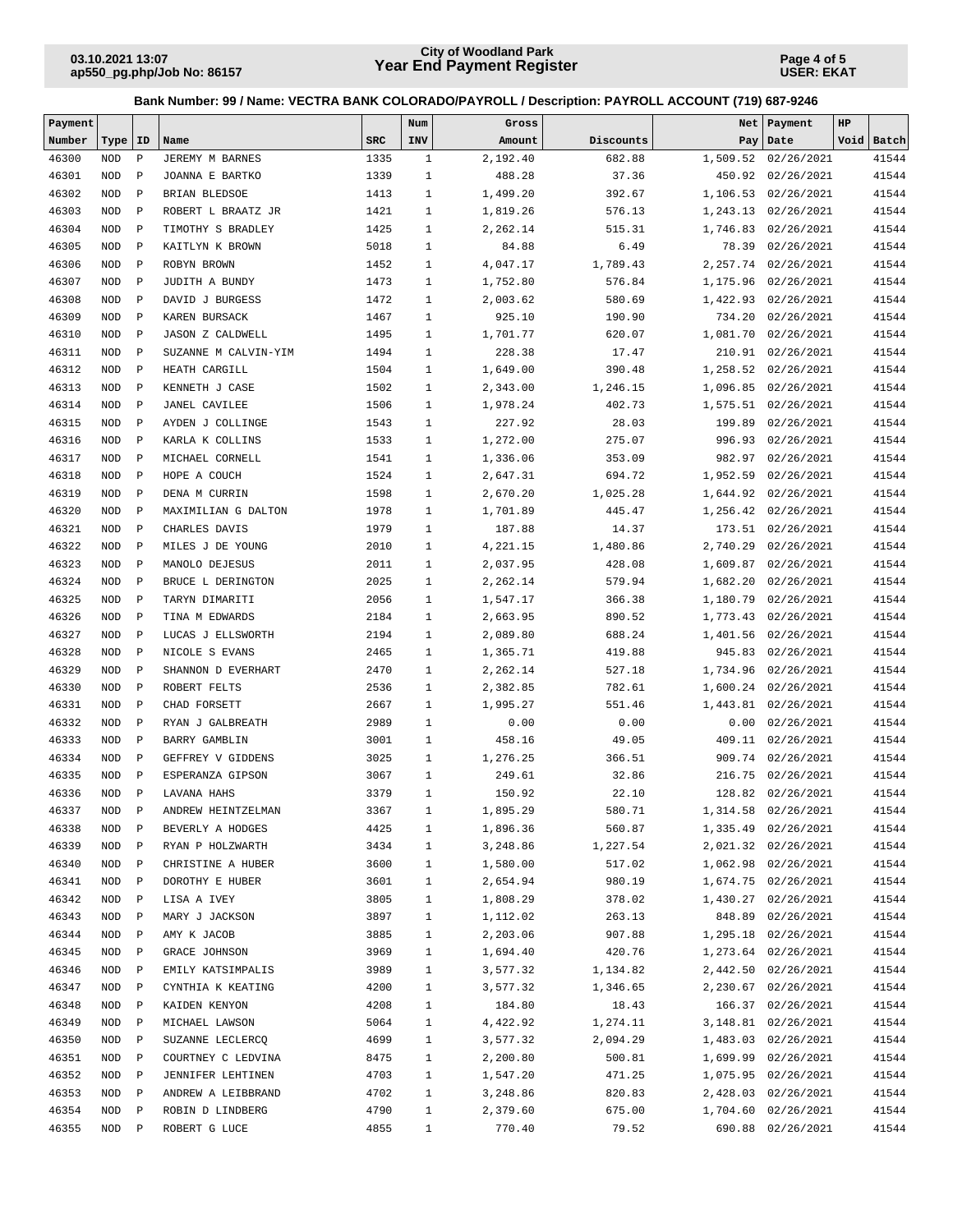**Bank Number: 99 / Name: VECTRA BANK COLORADO/PAYROLL / Description: PAYROLL ACCOUNT (719) 687-9246**

| Payment Number | Type | ID | Name | SRC | Num INV | Gross Amount | Discounts | Net Pay | Payment Date | HP Void | Batch |
|---|---|---|---|---|---|---|---|---|---|---|---|
| 46300 | NOD | P | JEREMY M BARNES | 1335 | 1 | 2,192.40 | 682.88 | 1,509.52 | 02/26/2021 | | 41544 |
| 46301 | NOD | P | JOANNA E BARTKO | 1339 | 1 | 488.28 | 37.36 | 450.92 | 02/26/2021 | | 41544 |
| 46302 | NOD | P | BRIAN BLEDSOE | 1413 | 1 | 1,499.20 | 392.67 | 1,106.53 | 02/26/2021 | | 41544 |
| 46303 | NOD | P | ROBERT L BRAATZ JR | 1421 | 1 | 1,819.26 | 576.13 | 1,243.13 | 02/26/2021 | | 41544 |
| 46304 | NOD | P | TIMOTHY S BRADLEY | 1425 | 1 | 2,262.14 | 515.31 | 1,746.83 | 02/26/2021 | | 41544 |
| 46305 | NOD | P | KAITLYN K BROWN | 5018 | 1 | 84.88 | 6.49 | 78.39 | 02/26/2021 | | 41544 |
| 46306 | NOD | P | ROBYN BROWN | 1452 | 1 | 4,047.17 | 1,789.43 | 2,257.74 | 02/26/2021 | | 41544 |
| 46307 | NOD | P | JUDITH A BUNDY | 1473 | 1 | 1,752.80 | 576.84 | 1,175.96 | 02/26/2021 | | 41544 |
| 46308 | NOD | P | DAVID J BURGESS | 1472 | 1 | 2,003.62 | 580.69 | 1,422.93 | 02/26/2021 | | 41544 |
| 46309 | NOD | P | KAREN BURSACK | 1467 | 1 | 925.10 | 190.90 | 734.20 | 02/26/2021 | | 41544 |
| 46310 | NOD | P | JASON Z CALDWELL | 1495 | 1 | 1,701.77 | 620.07 | 1,081.70 | 02/26/2021 | | 41544 |
| 46311 | NOD | P | SUZANNE M CALVIN-YIM | 1494 | 1 | 228.38 | 17.47 | 210.91 | 02/26/2021 | | 41544 |
| 46312 | NOD | P | HEATH CARGILL | 1504 | 1 | 1,649.00 | 390.48 | 1,258.52 | 02/26/2021 | | 41544 |
| 46313 | NOD | P | KENNETH J CASE | 1502 | 1 | 2,343.00 | 1,246.15 | 1,096.85 | 02/26/2021 | | 41544 |
| 46314 | NOD | P | JANEL CAVILEE | 1506 | 1 | 1,978.24 | 402.73 | 1,575.51 | 02/26/2021 | | 41544 |
| 46315 | NOD | P | AYDEN J COLLINGE | 1543 | 1 | 227.92 | 28.03 | 199.89 | 02/26/2021 | | 41544 |
| 46316 | NOD | P | KARLA K COLLINS | 1533 | 1 | 1,272.00 | 275.07 | 996.93 | 02/26/2021 | | 41544 |
| 46317 | NOD | P | MICHAEL CORNELL | 1541 | 1 | 1,336.06 | 353.09 | 982.97 | 02/26/2021 | | 41544 |
| 46318 | NOD | P | HOPE A COUCH | 1524 | 1 | 2,647.31 | 694.72 | 1,952.59 | 02/26/2021 | | 41544 |
| 46319 | NOD | P | DENA M CURRIN | 1598 | 1 | 2,670.20 | 1,025.28 | 1,644.92 | 02/26/2021 | | 41544 |
| 46320 | NOD | P | MAXIMILIAN G DALTON | 1978 | 1 | 1,701.89 | 445.47 | 1,256.42 | 02/26/2021 | | 41544 |
| 46321 | NOD | P | CHARLES DAVIS | 1979 | 1 | 187.88 | 14.37 | 173.51 | 02/26/2021 | | 41544 |
| 46322 | NOD | P | MILES J DE YOUNG | 2010 | 1 | 4,221.15 | 1,480.86 | 2,740.29 | 02/26/2021 | | 41544 |
| 46323 | NOD | P | MANOLO DEJESUS | 2011 | 1 | 2,037.95 | 428.08 | 1,609.87 | 02/26/2021 | | 41544 |
| 46324 | NOD | P | BRUCE L DERINGTON | 2025 | 1 | 2,262.14 | 579.94 | 1,682.20 | 02/26/2021 | | 41544 |
| 46325 | NOD | P | TARYN DIMARITI | 2056 | 1 | 1,547.17 | 366.38 | 1,180.79 | 02/26/2021 | | 41544 |
| 46326 | NOD | P | TINA M EDWARDS | 2184 | 1 | 2,663.95 | 890.52 | 1,773.43 | 02/26/2021 | | 41544 |
| 46327 | NOD | P | LUCAS J ELLSWORTH | 2194 | 1 | 2,089.80 | 688.24 | 1,401.56 | 02/26/2021 | | 41544 |
| 46328 | NOD | P | NICOLE S EVANS | 2465 | 1 | 1,365.71 | 419.88 | 945.83 | 02/26/2021 | | 41544 |
| 46329 | NOD | P | SHANNON D EVERHART | 2470 | 1 | 2,262.14 | 527.18 | 1,734.96 | 02/26/2021 | | 41544 |
| 46330 | NOD | P | ROBERT FELTS | 2536 | 1 | 2,382.85 | 782.61 | 1,600.24 | 02/26/2021 | | 41544 |
| 46331 | NOD | P | CHAD FORSETT | 2667 | 1 | 1,995.27 | 551.46 | 1,443.81 | 02/26/2021 | | 41544 |
| 46332 | NOD | P | RYAN J GALBREATH | 2989 | 1 | 0.00 | 0.00 | 0.00 | 02/26/2021 | | 41544 |
| 46333 | NOD | P | BARRY GAMBLIN | 3001 | 1 | 458.16 | 49.05 | 409.11 | 02/26/2021 | | 41544 |
| 46334 | NOD | P | GEFFREY V GIDDENS | 3025 | 1 | 1,276.25 | 366.51 | 909.74 | 02/26/2021 | | 41544 |
| 46335 | NOD | P | ESPERANZA GIPSON | 3067 | 1 | 249.61 | 32.86 | 216.75 | 02/26/2021 | | 41544 |
| 46336 | NOD | P | LAVANA HAHS | 3379 | 1 | 150.92 | 22.10 | 128.82 | 02/26/2021 | | 41544 |
| 46337 | NOD | P | ANDREW HEINTZELMAN | 3367 | 1 | 1,895.29 | 580.71 | 1,314.58 | 02/26/2021 | | 41544 |
| 46338 | NOD | P | BEVERLY A HODGES | 4425 | 1 | 1,896.36 | 560.87 | 1,335.49 | 02/26/2021 | | 41544 |
| 46339 | NOD | P | RYAN P HOLZWARTH | 3434 | 1 | 3,248.86 | 1,227.54 | 2,021.32 | 02/26/2021 | | 41544 |
| 46340 | NOD | P | CHRISTINE A HUBER | 3600 | 1 | 1,580.00 | 517.02 | 1,062.98 | 02/26/2021 | | 41544 |
| 46341 | NOD | P | DOROTHY E HUBER | 3601 | 1 | 2,654.94 | 980.19 | 1,674.75 | 02/26/2021 | | 41544 |
| 46342 | NOD | P | LISA A IVEY | 3805 | 1 | 1,808.29 | 378.02 | 1,430.27 | 02/26/2021 | | 41544 |
| 46343 | NOD | P | MARY J JACKSON | 3897 | 1 | 1,112.02 | 263.13 | 848.89 | 02/26/2021 | | 41544 |
| 46344 | NOD | P | AMY K JACOB | 3885 | 1 | 2,203.06 | 907.88 | 1,295.18 | 02/26/2021 | | 41544 |
| 46345 | NOD | P | GRACE JOHNSON | 3969 | 1 | 1,694.40 | 420.76 | 1,273.64 | 02/26/2021 | | 41544 |
| 46346 | NOD | P | EMILY KATSIMPALIS | 3989 | 1 | 3,577.32 | 1,134.82 | 2,442.50 | 02/26/2021 | | 41544 |
| 46347 | NOD | P | CYNTHIA K KEATING | 4200 | 1 | 3,577.32 | 1,346.65 | 2,230.67 | 02/26/2021 | | 41544 |
| 46348 | NOD | P | KAIDEN KENYON | 4208 | 1 | 184.80 | 18.43 | 166.37 | 02/26/2021 | | 41544 |
| 46349 | NOD | P | MICHAEL LAWSON | 5064 | 1 | 4,422.92 | 1,274.11 | 3,148.81 | 02/26/2021 | | 41544 |
| 46350 | NOD | P | SUZANNE LECLERCQ | 4699 | 1 | 3,577.32 | 2,094.29 | 1,483.03 | 02/26/2021 | | 41544 |
| 46351 | NOD | P | COURTNEY C LEDVINA | 8475 | 1 | 2,200.80 | 500.81 | 1,699.99 | 02/26/2021 | | 41544 |
| 46352 | NOD | P | JENNIFER LEHTINEN | 4703 | 1 | 1,547.20 | 471.25 | 1,075.95 | 02/26/2021 | | 41544 |
| 46353 | NOD | P | ANDREW A LEIBBRAND | 4702 | 1 | 3,248.86 | 820.83 | 2,428.03 | 02/26/2021 | | 41544 |
| 46354 | NOD | P | ROBIN D LINDBERG | 4790 | 1 | 2,379.60 | 675.00 | 1,704.60 | 02/26/2021 | | 41544 |
| 46355 | NOD | P | ROBERT G LUCE | 4855 | 1 | 770.40 | 79.52 | 690.88 | 02/26/2021 | | 41544 |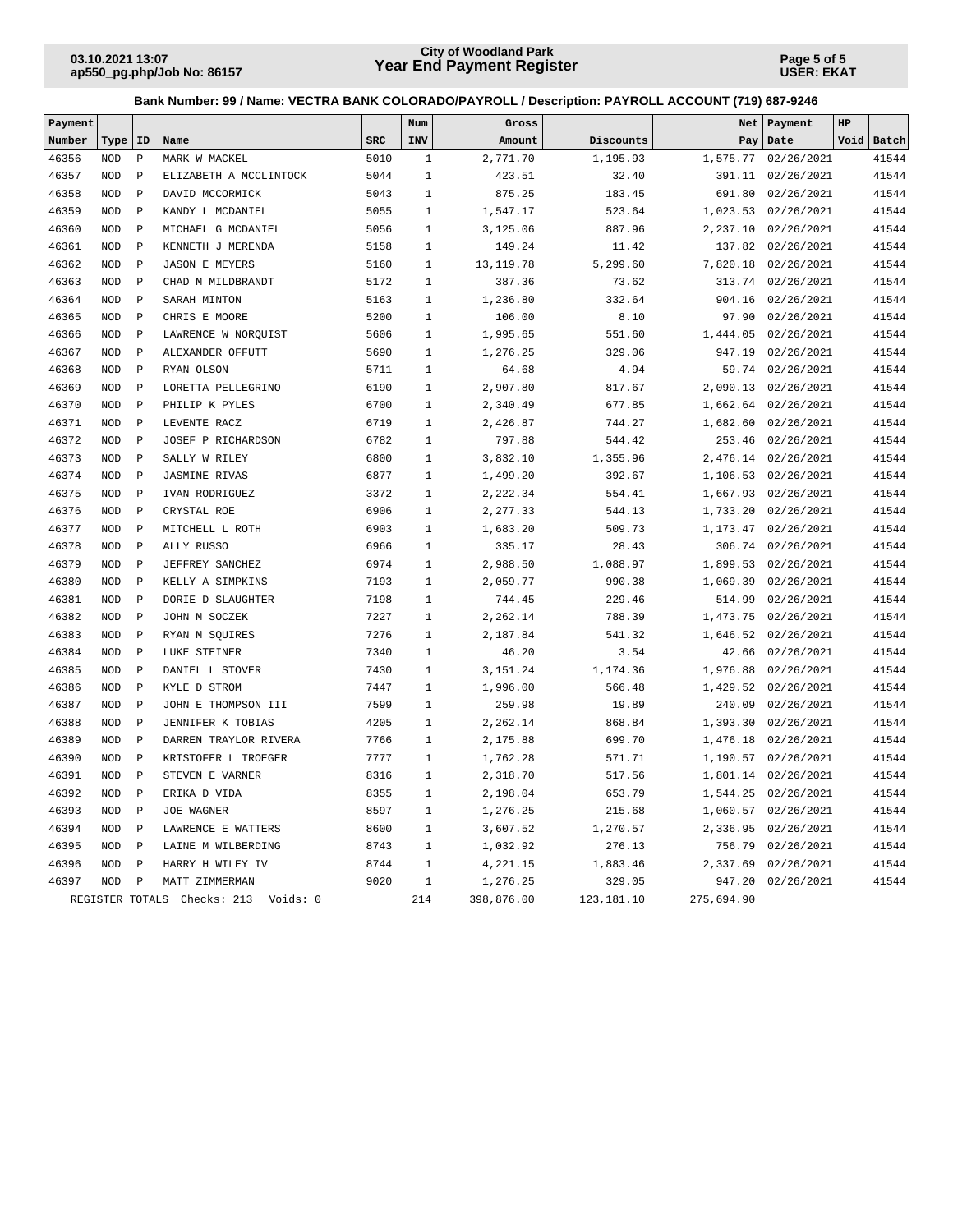**Bank Number: 99 / Name: VECTRA BANK COLORADO/PAYROLL / Description: PAYROLL ACCOUNT (719) 687-9246**

| Payment Number | Type | ID | Name | SRC | Num INV | Gross Amount | Discounts | Net Pay | Payment Date | HP Void | Batch |
|---|---|---|---|---|---|---|---|---|---|---|---|
| 46356 | NOD | P | MARK W MACKEL | 5010 | 1 | 2,771.70 | 1,195.93 | 1,575.77 | 02/26/2021 | | 41544 |
| 46357 | NOD | P | ELIZABETH A MCCLINTOCK | 5044 | 1 | 423.51 | 32.40 | 391.11 | 02/26/2021 | | 41544 |
| 46358 | NOD | P | DAVID MCCORMICK | 5043 | 1 | 875.25 | 183.45 | 691.80 | 02/26/2021 | | 41544 |
| 46359 | NOD | P | KANDY L MCDANIEL | 5055 | 1 | 1,547.17 | 523.64 | 1,023.53 | 02/26/2021 | | 41544 |
| 46360 | NOD | P | MICHAEL G MCDANIEL | 5056 | 1 | 3,125.06 | 887.96 | 2,237.10 | 02/26/2021 | | 41544 |
| 46361 | NOD | P | KENNETH J MERENDA | 5158 | 1 | 149.24 | 11.42 | 137.82 | 02/26/2021 | | 41544 |
| 46362 | NOD | P | JASON E MEYERS | 5160 | 1 | 13,119.78 | 5,299.60 | 7,820.18 | 02/26/2021 | | 41544 |
| 46363 | NOD | P | CHAD M MILDBRANDT | 5172 | 1 | 387.36 | 73.62 | 313.74 | 02/26/2021 | | 41544 |
| 46364 | NOD | P | SARAH MINTON | 5163 | 1 | 1,236.80 | 332.64 | 904.16 | 02/26/2021 | | 41544 |
| 46365 | NOD | P | CHRIS E MOORE | 5200 | 1 | 106.00 | 8.10 | 97.90 | 02/26/2021 | | 41544 |
| 46366 | NOD | P | LAWRENCE W NORQUIST | 5606 | 1 | 1,995.65 | 551.60 | 1,444.05 | 02/26/2021 | | 41544 |
| 46367 | NOD | P | ALEXANDER OFFUTT | 5690 | 1 | 1,276.25 | 329.06 | 947.19 | 02/26/2021 | | 41544 |
| 46368 | NOD | P | RYAN OLSON | 5711 | 1 | 64.68 | 4.94 | 59.74 | 02/26/2021 | | 41544 |
| 46369 | NOD | P | LORETTA PELLEGRINO | 6190 | 1 | 2,907.80 | 817.67 | 2,090.13 | 02/26/2021 | | 41544 |
| 46370 | NOD | P | PHILIP K PYLES | 6700 | 1 | 2,340.49 | 677.85 | 1,662.64 | 02/26/2021 | | 41544 |
| 46371 | NOD | P | LEVENTE RACZ | 6719 | 1 | 2,426.87 | 744.27 | 1,682.60 | 02/26/2021 | | 41544 |
| 46372 | NOD | P | JOSEF P RICHARDSON | 6782 | 1 | 797.88 | 544.42 | 253.46 | 02/26/2021 | | 41544 |
| 46373 | NOD | P | SALLY W RILEY | 6800 | 1 | 3,832.10 | 1,355.96 | 2,476.14 | 02/26/2021 | | 41544 |
| 46374 | NOD | P | JASMINE RIVAS | 6877 | 1 | 1,499.20 | 392.67 | 1,106.53 | 02/26/2021 | | 41544 |
| 46375 | NOD | P | IVAN RODRIGUEZ | 3372 | 1 | 2,222.34 | 554.41 | 1,667.93 | 02/26/2021 | | 41544 |
| 46376 | NOD | P | CRYSTAL ROE | 6906 | 1 | 2,277.33 | 544.13 | 1,733.20 | 02/26/2021 | | 41544 |
| 46377 | NOD | P | MITCHELL L ROTH | 6903 | 1 | 1,683.20 | 509.73 | 1,173.47 | 02/26/2021 | | 41544 |
| 46378 | NOD | P | ALLY RUSSO | 6966 | 1 | 335.17 | 28.43 | 306.74 | 02/26/2021 | | 41544 |
| 46379 | NOD | P | JEFFREY SANCHEZ | 6974 | 1 | 2,988.50 | 1,088.97 | 1,899.53 | 02/26/2021 | | 41544 |
| 46380 | NOD | P | KELLY A SIMPKINS | 7193 | 1 | 2,059.77 | 990.38 | 1,069.39 | 02/26/2021 | | 41544 |
| 46381 | NOD | P | DORIE D SLAUGHTER | 7198 | 1 | 744.45 | 229.46 | 514.99 | 02/26/2021 | | 41544 |
| 46382 | NOD | P | JOHN M SOCZEK | 7227 | 1 | 2,262.14 | 788.39 | 1,473.75 | 02/26/2021 | | 41544 |
| 46383 | NOD | P | RYAN M SQUIRES | 7276 | 1 | 2,187.84 | 541.32 | 1,646.52 | 02/26/2021 | | 41544 |
| 46384 | NOD | P | LUKE STEINER | 7340 | 1 | 46.20 | 3.54 | 42.66 | 02/26/2021 | | 41544 |
| 46385 | NOD | P | DANIEL L STOVER | 7430 | 1 | 3,151.24 | 1,174.36 | 1,976.88 | 02/26/2021 | | 41544 |
| 46386 | NOD | P | KYLE D STROM | 7447 | 1 | 1,996.00 | 566.48 | 1,429.52 | 02/26/2021 | | 41544 |
| 46387 | NOD | P | JOHN E THOMPSON III | 7599 | 1 | 259.98 | 19.89 | 240.09 | 02/26/2021 | | 41544 |
| 46388 | NOD | P | JENNIFER K TOBIAS | 4205 | 1 | 2,262.14 | 868.84 | 1,393.30 | 02/26/2021 | | 41544 |
| 46389 | NOD | P | DARREN TRAYLOR RIVERA | 7766 | 1 | 2,175.88 | 699.70 | 1,476.18 | 02/26/2021 | | 41544 |
| 46390 | NOD | P | KRISTOFER L TROEGER | 7777 | 1 | 1,762.28 | 571.71 | 1,190.57 | 02/26/2021 | | 41544 |
| 46391 | NOD | P | STEVEN E VARNER | 8316 | 1 | 2,318.70 | 517.56 | 1,801.14 | 02/26/2021 | | 41544 |
| 46392 | NOD | P | ERIKA D VIDA | 8355 | 1 | 2,198.04 | 653.79 | 1,544.25 | 02/26/2021 | | 41544 |
| 46393 | NOD | P | JOE WAGNER | 8597 | 1 | 1,276.25 | 215.68 | 1,060.57 | 02/26/2021 | | 41544 |
| 46394 | NOD | P | LAWRENCE E WATTERS | 8600 | 1 | 3,607.52 | 1,270.57 | 2,336.95 | 02/26/2021 | | 41544 |
| 46395 | NOD | P | LAINE M WILBERDING | 8743 | 1 | 1,032.92 | 276.13 | 756.79 | 02/26/2021 | | 41544 |
| 46396 | NOD | P | HARRY H WILEY IV | 8744 | 1 | 4,221.15 | 1,883.46 | 2,337.69 | 02/26/2021 | | 41544 |
| 46397 | NOD | P | MATT ZIMMERMAN | 9020 | 1 | 1,276.25 | 329.05 | 947.20 | 02/26/2021 | | 41544 |
| REGISTER TOTALS | | | Checks: 213 Voids: 0 | | 214 | 398,876.00 | 123,181.10 | 275,694.90 | | | |